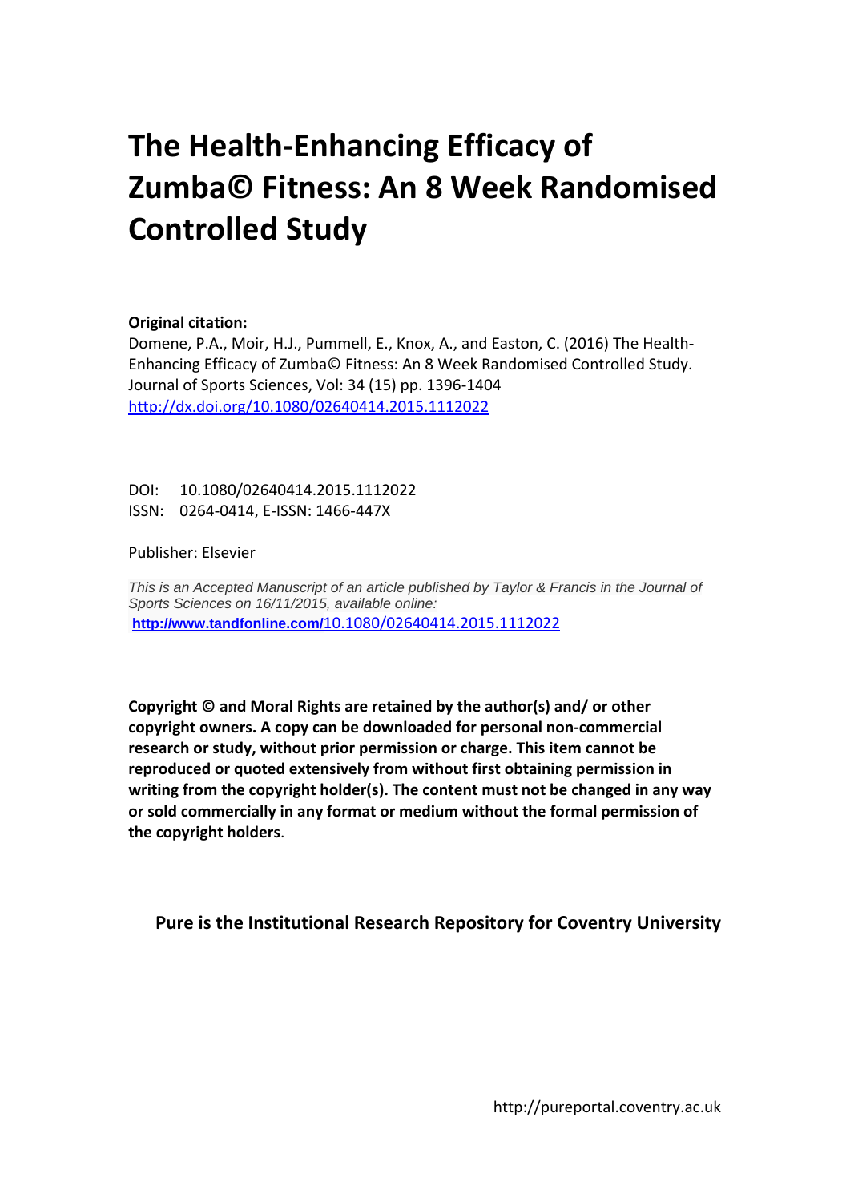# The Health-Enhancing Efficacy of Zumba© Fitness: An 8 Week Randomised Controlled Study

**Original citation:**

Domene, P.A., Moir, H.J., Pummell, E., Knox, A., and Easton, C. (2016) The Health-Enhancing Efficacy of Zumba© Fitness: An 8 Week Randomised Controlled Study. Journal of Sports Sciences, Vol: 34 (15) pp. 1396-1404

http://dx.doi.org/10.1080/02640414.2015.1112022

DOI: 10.1080/02640414.2015.1112022

ISSN: 0264-0414, E-ISSN: 1466-447X

Publisher: Elsevier

*This is an Accepted Manuscript of an article published by Taylor & Francis in the Journal of Sports Sciences on 16/11/2015, available online:*

**http://www.tandfonline.com/**10.1080/02640414.2015.1112022

**Copyright © and Moral Rights are retained by the author(s) and/ or other copyright owners. A copy can be downloaded for personal non-commercial research or study, without prior permission or charge. This item cannot be reproduced or quoted extensively from without first obtaining permission in writing from the copyright holder(s). The content must not be changed in any way or sold commercially in any format or medium without the formal permission of the copyright holders**.

**Pure is the Institutional Research Repository for Coventry University**

http://pureportal.coventry.ac.uk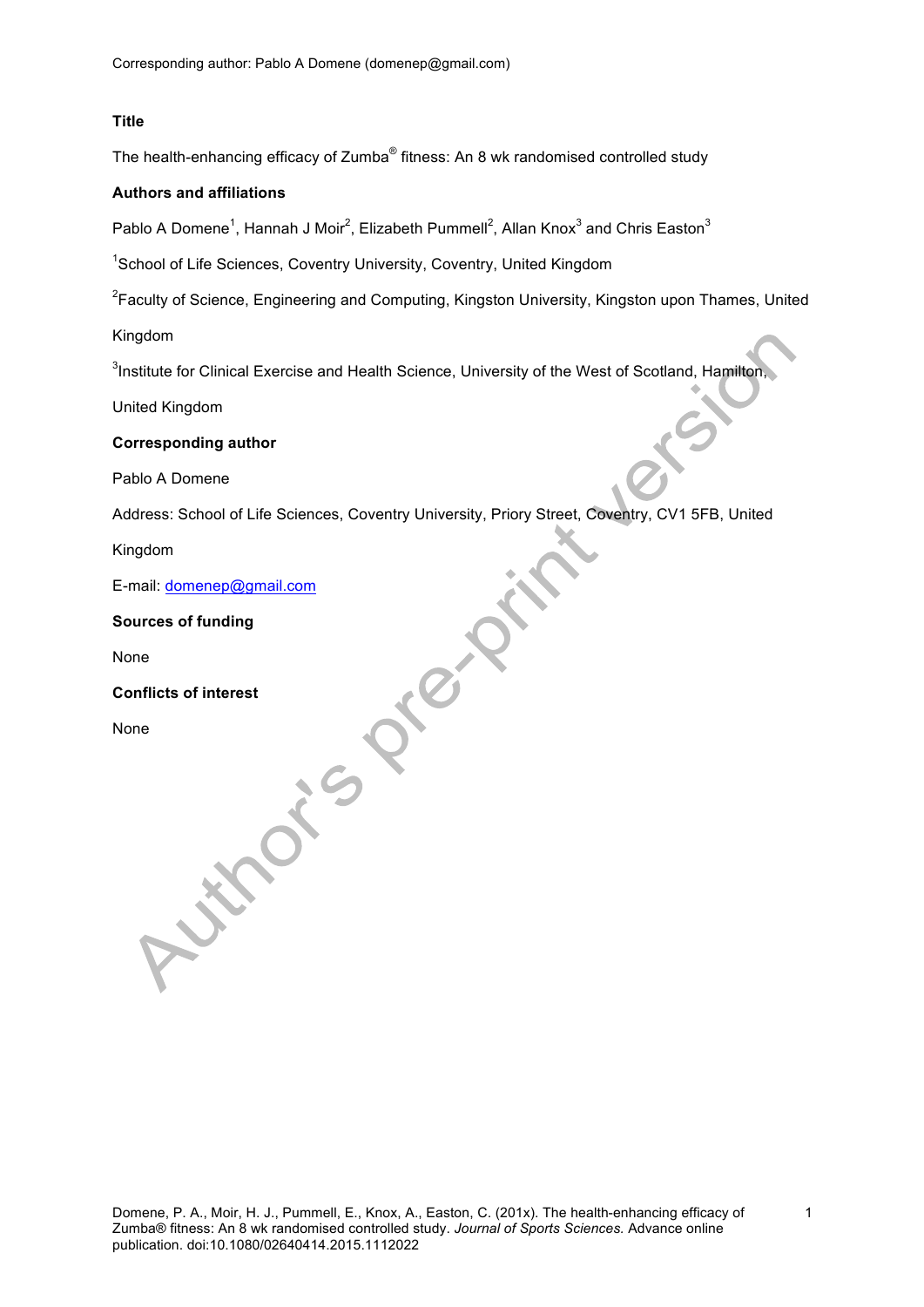**Title**

The health-enhancing efficacy of Zumba® fitness: An 8 wk randomised controlled study

**Authors and affiliations**

Pablo A Domene[1], Hannah J Moir[2], Elizabeth Pummell[2], Allan Knox[3] and Chris Easton[3]

[1]School of Life Sciences, Coventry University, Coventry, United Kingdom

[2]Faculty of Science, Engineering and Computing, Kingston University, Kingston upon Thames, United Kingdom

[3]Institute for Clinical Exercise and Health Science, University of the West of Scotland, Hamilton, United Kingdom

**Corresponding author**

Pablo A Domene

Address: School of Life Sciences, Coventry University, Priory Street, Coventry, CV1 5FB, United Kingdom

E-mail: domenep@gmail.com

**Sources of funding**

None

**Conflicts of interest**

None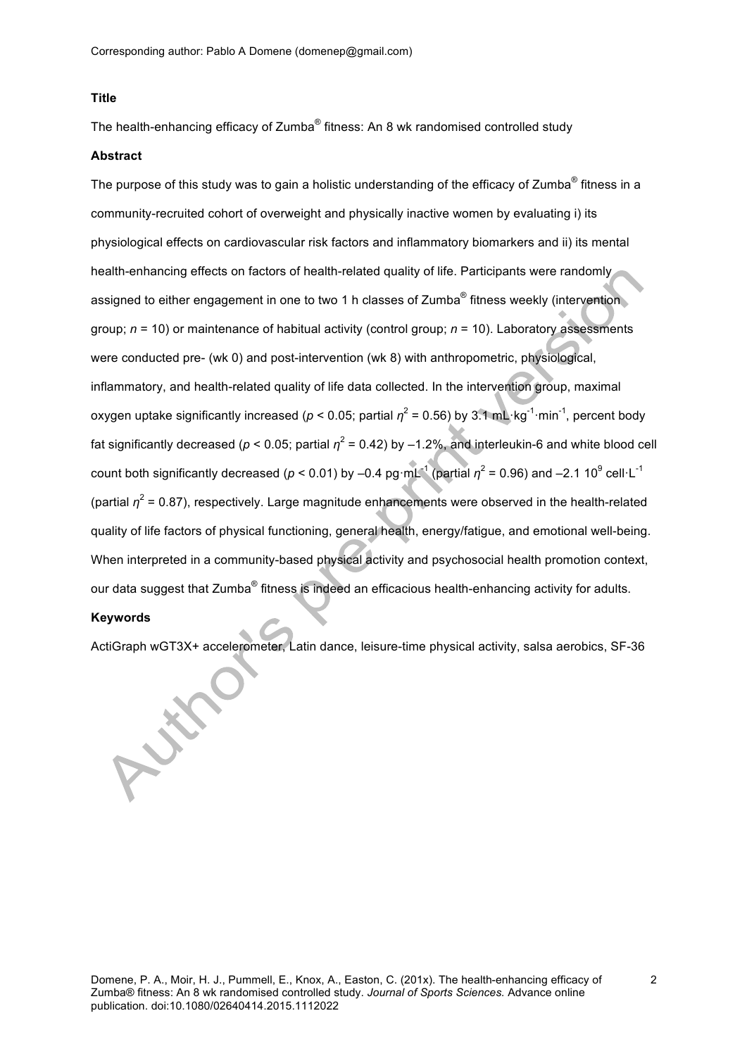**Title**

The health-enhancing efficacy of Zumba® fitness: An 8 wk randomised controlled study

**Abstract**

The purpose of this study was to gain a holistic understanding of the efficacy of Zumba® fitness in a community-recruited cohort of overweight and physically inactive women by evaluating i) its physiological effects on cardiovascular risk factors and inflammatory biomarkers and ii) its mental health-enhancing effects on factors of health-related quality of life. Participants were randomly assigned to either engagement in one to two 1 h classes of Zumba® fitness weekly (intervention group; $n$ = 10) or maintenance of habitual activity (control group; $n$ = 10). Laboratory assessments were conducted pre- (wk 0) and post-intervention (wk 8) with anthropometric, physiological, inflammatory, and health-related quality of life data collected. In the intervention group, maximal oxygen uptake significantly increased ($p < 0.05$; partial $\eta^2 = 0.56$) by 3.1 $mL \cdot kg^{-1} \cdot min^{-1}$, percent body fat significantly decreased ($p < 0.05$; partial $\eta^2 = 0.42$) by –1.2%, and interleukin-6 and white blood cell count both significantly decreased ($p < 0.01$) by –0.4 $pg \cdot mL^{-1}$ (partial $\eta^2 = 0.96$) and –2.1 $10^9$ $cell \cdot L^{-1}$ (partial $\eta^2 = 0.87$), respectively. Large magnitude enhancements were observed in the health-related quality of life factors of physical functioning, general health, energy/fatigue, and emotional well-being. When interpreted in a community-based physical activity and psychosocial health promotion context, our data suggest that Zumba® fitness is indeed an efficacious health-enhancing activity for adults.

**Keywords**

ActiGraph wGT3X+ accelerometer, Latin dance, leisure-time physical activity, salsa aerobics, SF-36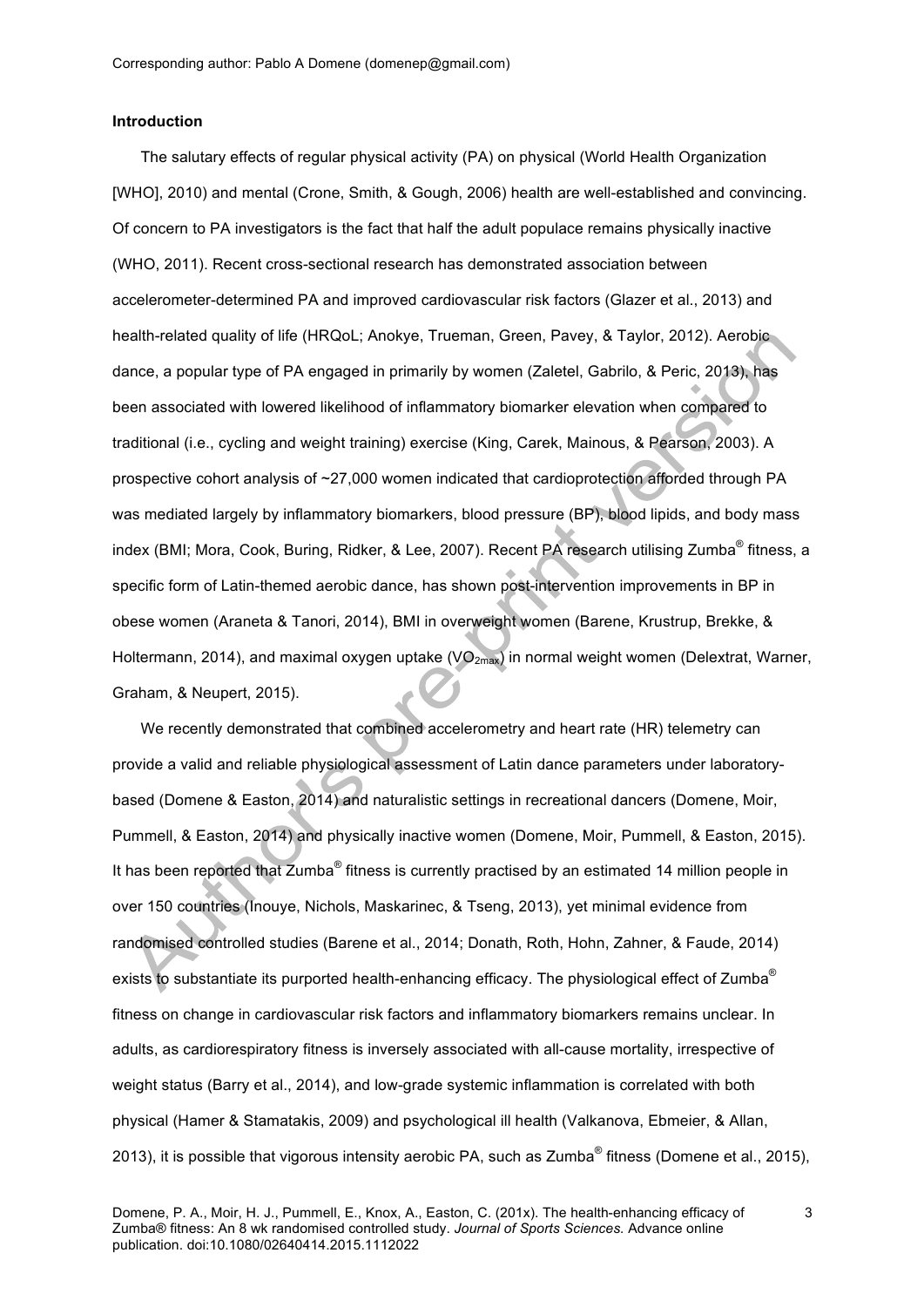## Introduction

The salutary effects of regular physical activity (PA) on physical (World Health Organization [WHO], 2010) and mental (Crone, Smith, & Gough, 2006) health are well-established and convincing. Of concern to PA investigators is the fact that half the adult populace remains physically inactive (WHO, 2011). Recent cross-sectional research has demonstrated association between accelerometer-determined PA and improved cardiovascular risk factors (Glazer et al., 2013) and health-related quality of life (HRQoL; Anokye, Trueman, Green, Pavey, & Taylor, 2012). Aerobic dance, a popular type of PA engaged in primarily by women (Zaletel, Gabrilo, & Peric, 2013), has been associated with lowered likelihood of inflammatory biomarker elevation when compared to traditional (i.e., cycling and weight training) exercise (King, Carek, Mainous, & Pearson, 2003). A prospective cohort analysis of ~27,000 women indicated that cardioprotection afforded through PA was mediated largely by inflammatory biomarkers, blood pressure (BP), blood lipids, and body mass index (BMI; Mora, Cook, Buring, Ridker, & Lee, 2007). Recent PA research utilising Zumba® fitness, a specific form of Latin-themed aerobic dance, has shown post-intervention improvements in BP in obese women (Araneta & Tanori, 2014), BMI in overweight women (Barene, Krustrup, Brekke, & Holtermann, 2014), and maximal oxygen uptake ($VO_{2max}$) in normal weight women (Delextrat, Warner, Graham, & Neupert, 2015).

We recently demonstrated that combined accelerometry and heart rate (HR) telemetry can provide a valid and reliable physiological assessment of Latin dance parameters under laboratory-based (Domene & Easton, 2014) and naturalistic settings in recreational dancers (Domene, Moir, Pummell, & Easton, 2014) and physically inactive women (Domene, Moir, Pummell, & Easton, 2015). It has been reported that Zumba® fitness is currently practised by an estimated 14 million people in over 150 countries (Inouye, Nichols, Maskarinec, & Tseng, 2013), yet minimal evidence from randomised controlled studies (Barene et al., 2014; Donath, Roth, Hohn, Zahner, & Faude, 2014) exists to substantiate its purported health-enhancing efficacy. The physiological effect of Zumba® fitness on change in cardiovascular risk factors and inflammatory biomarkers remains unclear. In adults, as cardiorespiratory fitness is inversely associated with all-cause mortality, irrespective of weight status (Barry et al., 2014), and low-grade systemic inflammation is correlated with both physical (Hamer & Stamatakis, 2009) and psychological ill health (Valkanova, Ebmeier, & Allan, 2013), it is possible that vigorous intensity aerobic PA, such as Zumba® fitness (Domene et al., 2015),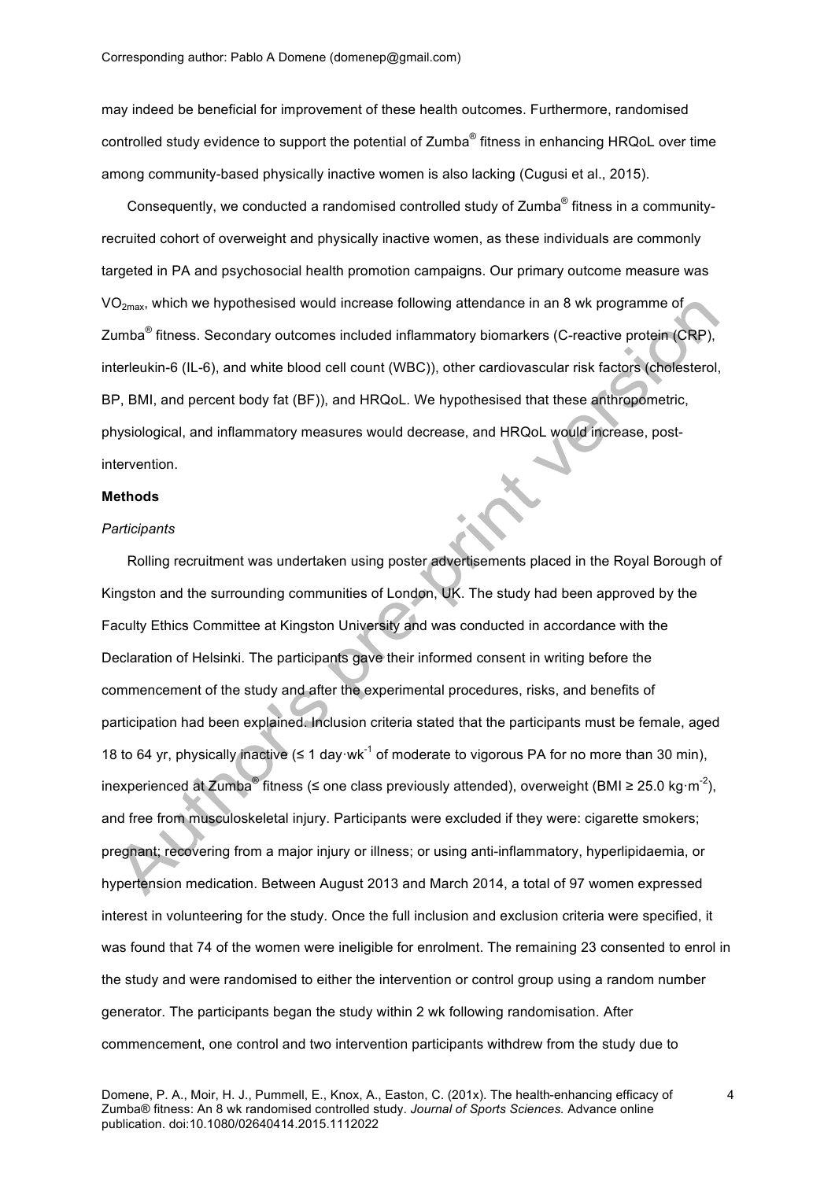may indeed be beneficial for improvement of these health outcomes. Furthermore, randomised controlled study evidence to support the potential of Zumba® fitness in enhancing HRQoL over time among community-based physically inactive women is also lacking (Cugusi et al., 2015).

Consequently, we conducted a randomised controlled study of Zumba® fitness in a community-recruited cohort of overweight and physically inactive women, as these individuals are commonly targeted in PA and psychosocial health promotion campaigns. Our primary outcome measure was $VO_{2max}$, which we hypothesised would increase following attendance in an 8 wk programme of Zumba® fitness. Secondary outcomes included inflammatory biomarkers (C-reactive protein (CRP), interleukin-6 (IL-6), and white blood cell count (WBC)), other cardiovascular risk factors (cholesterol, BP, BMI, and percent body fat (BF)), and HRQoL. We hypothesised that these anthropometric, physiological, and inflammatory measures would decrease, and HRQoL would increase, post-intervention.

## Methods

### *Participants*

Rolling recruitment was undertaken using poster advertisements placed in the Royal Borough of Kingston and the surrounding communities of London, UK. The study had been approved by the Faculty Ethics Committee at Kingston University and was conducted in accordance with the Declaration of Helsinki. The participants gave their informed consent in writing before the commencement of the study and after the experimental procedures, risks, and benefits of participation had been explained. Inclusion criteria stated that the participants must be female, aged 18 to 64 yr, physically inactive ($\leq$ 1 day·wk$^{-1}$ of moderate to vigorous PA for no more than 30 min), inexperienced at Zumba® fitness ($\leq$ one class previously attended), overweight (BMI $\geq$ 25.0 kg·m$^{-2}$), and free from musculoskeletal injury. Participants were excluded if they were: cigarette smokers; pregnant; recovering from a major injury or illness; or using anti-inflammatory, hyperlipidaemia, or hypertension medication. Between August 2013 and March 2014, a total of 97 women expressed interest in volunteering for the study. Once the full inclusion and exclusion criteria were specified, it was found that 74 of the women were ineligible for enrolment. The remaining 23 consented to enrol in the study and were randomised to either the intervention or control group using a random number generator. The participants began the study within 2 wk following randomisation. After commencement, one control and two intervention participants withdrew from the study due to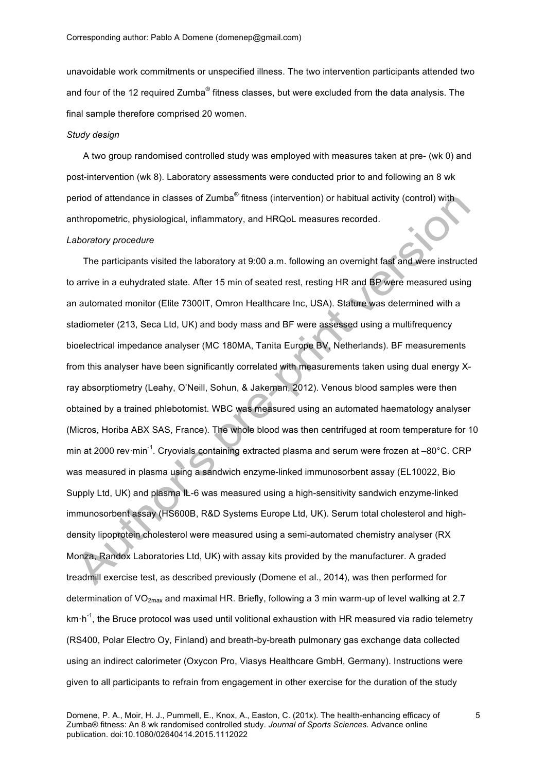unavoidable work commitments or unspecified illness. The two intervention participants attended two and four of the 12 required Zumba® fitness classes, but were excluded from the data analysis. The final sample therefore comprised 20 women.

*Study design*

A two group randomised controlled study was employed with measures taken at pre- (wk 0) and post-intervention (wk 8). Laboratory assessments were conducted prior to and following an 8 wk period of attendance in classes of Zumba® fitness (intervention) or habitual activity (control) with anthropometric, physiological, inflammatory, and HRQoL measures recorded.

*Laboratory procedure*

The participants visited the laboratory at 9:00 a.m. following an overnight fast and were instructed to arrive in a euhydrated state. After 15 min of seated rest, resting HR and BP were measured using an automated monitor (Elite 7300IT, Omron Healthcare Inc, USA). Stature was determined with a stadiometer (213, Seca Ltd, UK) and body mass and BF were assessed using a multifrequency bioelectrical impedance analyser (MC 180MA, Tanita Europe BV, Netherlands). BF measurements from this analyser have been significantly correlated with measurements taken using dual energy X-ray absorptiometry (Leahy, O'Neill, Sohun, & Jakeman, 2012). Venous blood samples were then obtained by a trained phlebotomist. WBC was measured using an automated haematology analyser (Micros, Horiba ABX SAS, France). The whole blood was then centrifuged at room temperature for 10 min at 2000 rev·min$^{-1}$. Cryovials containing extracted plasma and serum were frozen at –80°C. CRP was measured in plasma using a sandwich enzyme-linked immunosorbent assay (EL10022, Bio Supply Ltd, UK) and plasma IL-6 was measured using a high-sensitivity sandwich enzyme-linked immunosorbent assay (HS600B, R&D Systems Europe Ltd, UK). Serum total cholesterol and high-density lipoprotein cholesterol were measured using a semi-automated chemistry analyser (RX Monza, Randox Laboratories Ltd, UK) with assay kits provided by the manufacturer. A graded treadmill exercise test, as described previously (Domene et al., 2014), was then performed for determination of $VO_{2max}$ and maximal HR. Briefly, following a 3 min warm-up of level walking at 2.7 km·h$^{-1}$, the Bruce protocol was used until volitional exhaustion with HR measured via radio telemetry (RS400, Polar Electro Oy, Finland) and breath-by-breath pulmonary gas exchange data collected using an indirect calorimeter (Oxycon Pro, Viasys Healthcare GmbH, Germany). Instructions were given to all participants to refrain from engagement in other exercise for the duration of the study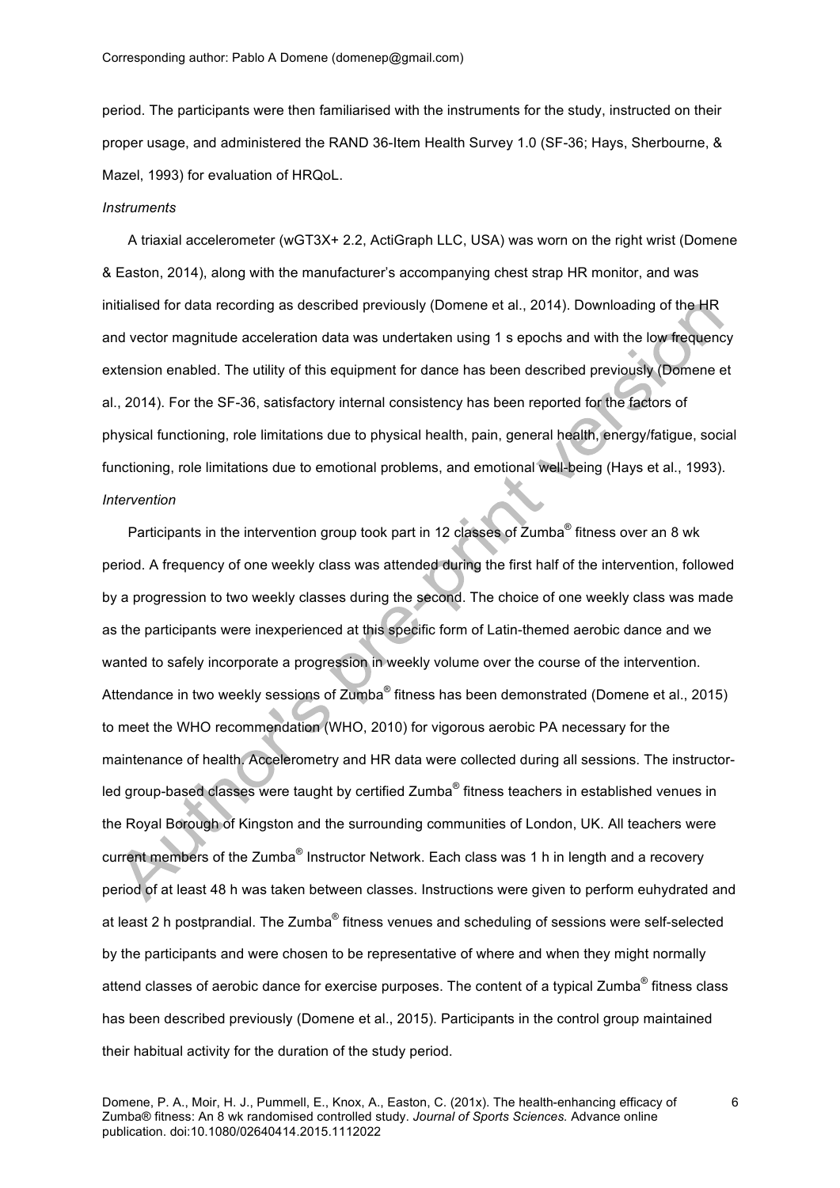period. The participants were then familiarised with the instruments for the study, instructed on their proper usage, and administered the RAND 36-Item Health Survey 1.0 (SF-36; Hays, Sherbourne, & Mazel, 1993) for evaluation of HRQoL.

*Instruments*

A triaxial accelerometer (wGT3X+ 2.2, ActiGraph LLC, USA) was worn on the right wrist (Domene & Easton, 2014), along with the manufacturer's accompanying chest strap HR monitor, and was initialised for data recording as described previously (Domene et al., 2014). Downloading of the HR and vector magnitude acceleration data was undertaken using 1 s epochs and with the low frequency extension enabled. The utility of this equipment for dance has been described previously (Domene et al., 2014). For the SF-36, satisfactory internal consistency has been reported for the factors of physical functioning, role limitations due to physical health, pain, general health, energy/fatigue, social functioning, role limitations due to emotional problems, and emotional well-being (Hays et al., 1993).

*Intervention*

Participants in the intervention group took part in 12 classes of Zumba® fitness over an 8 wk period. A frequency of one weekly class was attended during the first half of the intervention, followed by a progression to two weekly classes during the second. The choice of one weekly class was made as the participants were inexperienced at this specific form of Latin-themed aerobic dance and we wanted to safely incorporate a progression in weekly volume over the course of the intervention. Attendance in two weekly sessions of Zumba® fitness has been demonstrated (Domene et al., 2015) to meet the WHO recommendation (WHO, 2010) for vigorous aerobic PA necessary for the maintenance of health. Accelerometry and HR data were collected during all sessions. The instructor-led group-based classes were taught by certified Zumba® fitness teachers in established venues in the Royal Borough of Kingston and the surrounding communities of London, UK. All teachers were current members of the Zumba® Instructor Network. Each class was 1 h in length and a recovery period of at least 48 h was taken between classes. Instructions were given to perform euhydrated and at least 2 h postprandial. The Zumba® fitness venues and scheduling of sessions were self-selected by the participants and were chosen to be representative of where and when they might normally attend classes of aerobic dance for exercise purposes. The content of a typical Zumba® fitness class has been described previously (Domene et al., 2015). Participants in the control group maintained their habitual activity for the duration of the study period.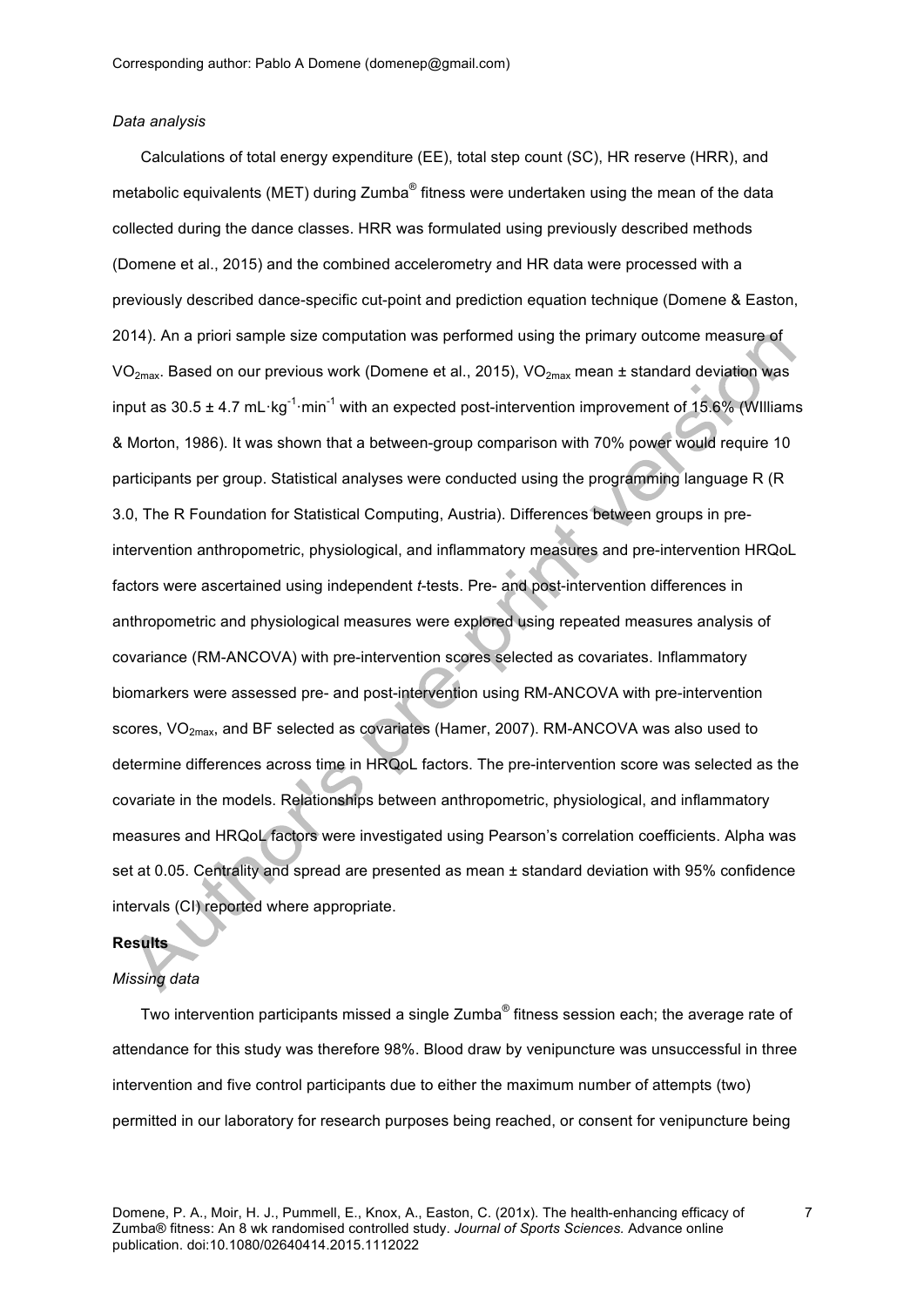*Data analysis*

Calculations of total energy expenditure (EE), total step count (SC), HR reserve (HRR), and metabolic equivalents (MET) during Zumba® fitness were undertaken using the mean of the data collected during the dance classes. HRR was formulated using previously described methods (Domene et al., 2015) and the combined accelerometry and HR data were processed with a previously described dance-specific cut-point and prediction equation technique (Domene & Easton, 2014). An a priori sample size computation was performed using the primary outcome measure of $VO_{2max}$. Based on our previous work (Domene et al., 2015), $VO_{2max}$ mean ± standard deviation was input as 30.5 ± 4.7 $mL \cdot kg^{-1} \cdot min^{-1}$ with an expected post-intervention improvement of 15.6% (WIlliams & Morton, 1986). It was shown that a between-group comparison with 70% power would require 10 participants per group. Statistical analyses were conducted using the programming language R (R 3.0, The R Foundation for Statistical Computing, Austria). Differences between groups in pre-intervention anthropometric, physiological, and inflammatory measures and pre-intervention HRQoL factors were ascertained using independent *t*-tests. Pre- and post-intervention differences in anthropometric and physiological measures were explored using repeated measures analysis of covariance (RM-ANCOVA) with pre-intervention scores selected as covariates. Inflammatory biomarkers were assessed pre- and post-intervention using RM-ANCOVA with pre-intervention scores, $VO_{2max}$, and BF selected as covariates (Hamer, 2007). RM-ANCOVA was also used to determine differences across time in HRQoL factors. The pre-intervention score was selected as the covariate in the models. Relationships between anthropometric, physiological, and inflammatory measures and HRQoL factors were investigated using Pearson's correlation coefficients. Alpha was set at 0.05. Centrality and spread are presented as mean ± standard deviation with 95% confidence intervals (CI) reported where appropriate.

## Results

*Missing data*

Two intervention participants missed a single Zumba® fitness session each; the average rate of attendance for this study was therefore 98%. Blood draw by venipuncture was unsuccessful in three intervention and five control participants due to either the maximum number of attempts (two) permitted in our laboratory for research purposes being reached, or consent for venipuncture being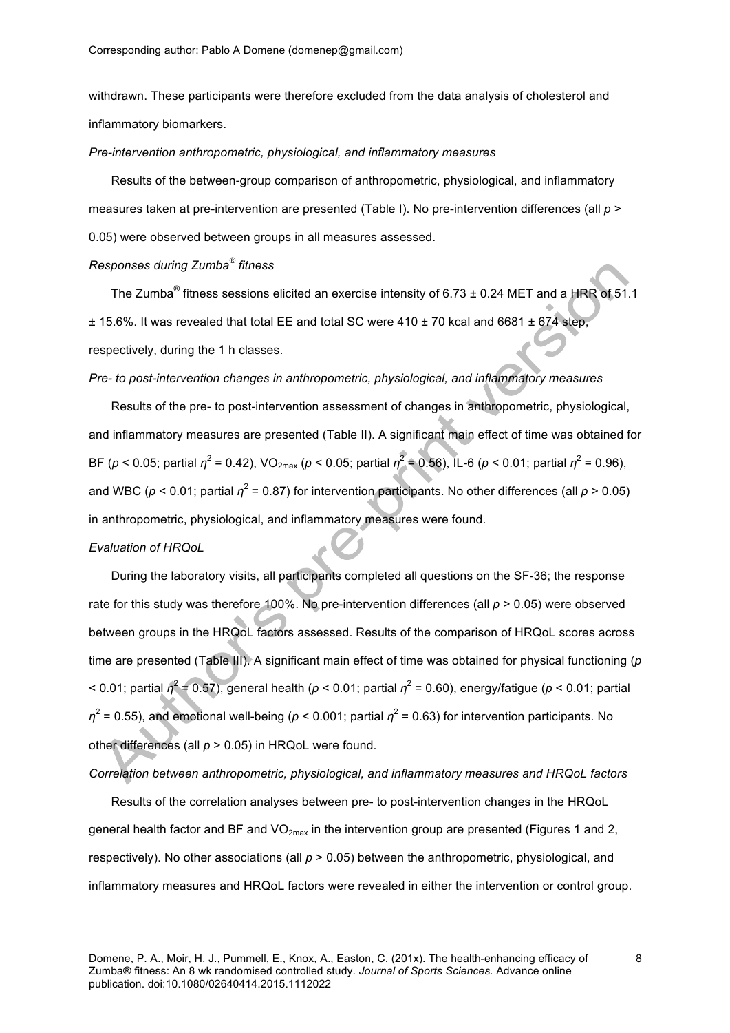withdrawn. These participants were therefore excluded from the data analysis of cholesterol and inflammatory biomarkers.

*Pre-intervention anthropometric, physiological, and inflammatory measures*

Results of the between-group comparison of anthropometric, physiological, and inflammatory measures taken at pre-intervention are presented (Table I). No pre-intervention differences (all $p > 0.05$) were observed between groups in all measures assessed.

*Responses during Zumba® fitness*

The Zumba® fitness sessions elicited an exercise intensity of 6.73 ± 0.24 MET and a HRR of 51.1 ± 15.6%. It was revealed that total EE and total SC were 410 ± 70 kcal and 6681 ± 674 step, respectively, during the 1 h classes.

*Pre- to post-intervention changes in anthropometric, physiological, and inflammatory measures*

Results of the pre- to post-intervention assessment of changes in anthropometric, physiological, and inflammatory measures are presented (Table II). A significant main effect of time was obtained for BF ($p < 0.05$; partial $\eta^2 = 0.42$), $VO_{2max}$ ($p < 0.05$; partial $\eta^2 = 0.56$), IL-6 ($p < 0.01$; partial $\eta^2 = 0.96$), and WBC ($p < 0.01$; partial $\eta^2 = 0.87$) for intervention participants. No other differences (all $p > 0.05$) in anthropometric, physiological, and inflammatory measures were found.

*Evaluation of HRQoL*

During the laboratory visits, all participants completed all questions on the SF-36; the response rate for this study was therefore 100%. No pre-intervention differences (all $p > 0.05$) were observed between groups in the HRQoL factors assessed. Results of the comparison of HRQoL scores across time are presented (Table III). A significant main effect of time was obtained for physical functioning ($p < 0.01$; partial $\eta^2 = 0.57$), general health ($p < 0.01$; partial $\eta^2 = 0.60$), energy/fatigue ($p < 0.01$; partial $\eta^2 = 0.55$), and emotional well-being ($p < 0.001$; partial $\eta^2 = 0.63$) for intervention participants. No other differences (all $p > 0.05$) in HRQoL were found.

*Correlation between anthropometric, physiological, and inflammatory measures and HRQoL factors*

Results of the correlation analyses between pre- to post-intervention changes in the HRQoL general health factor and BF and $VO_{2max}$ in the intervention group are presented (Figures 1 and 2, respectively). No other associations (all $p > 0.05$) between the anthropometric, physiological, and inflammatory measures and HRQoL factors were revealed in either the intervention or control group.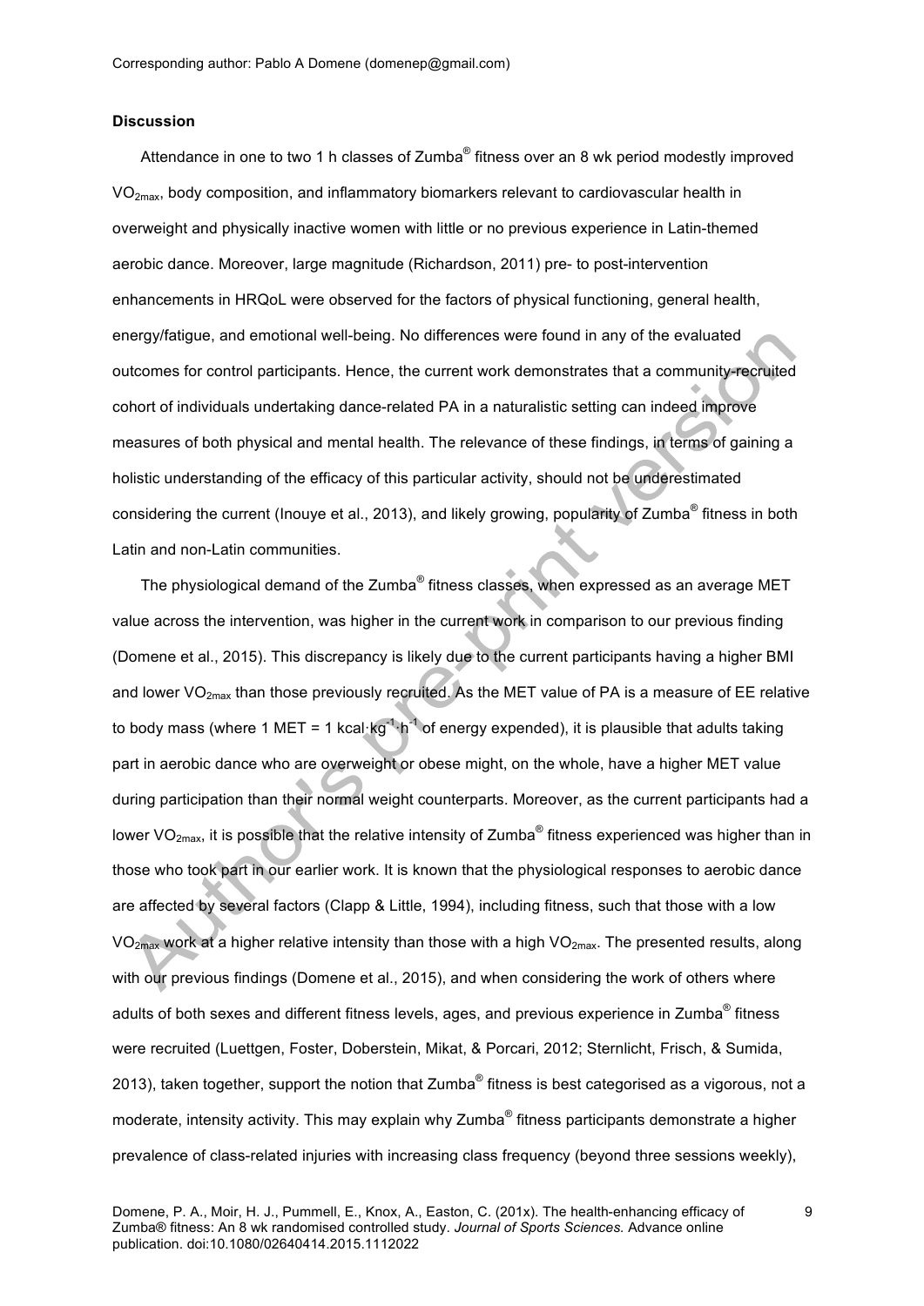**Discussion**

Attendance in one to two 1 h classes of Zumba® fitness over an 8 wk period modestly improved $VO_{2max}$, body composition, and inflammatory biomarkers relevant to cardiovascular health in overweight and physically inactive women with little or no previous experience in Latin-themed aerobic dance. Moreover, large magnitude (Richardson, 2011) pre- to post-intervention enhancements in HRQoL were observed for the factors of physical functioning, general health, energy/fatigue, and emotional well-being. No differences were found in any of the evaluated outcomes for control participants. Hence, the current work demonstrates that a community-recruited cohort of individuals undertaking dance-related PA in a naturalistic setting can indeed improve measures of both physical and mental health. The relevance of these findings, in terms of gaining a holistic understanding of the efficacy of this particular activity, should not be underestimated considering the current (Inouye et al., 2013), and likely growing, popularity of Zumba® fitness in both Latin and non-Latin communities.

The physiological demand of the Zumba® fitness classes, when expressed as an average MET value across the intervention, was higher in the current work in comparison to our previous finding (Domene et al., 2015). This discrepancy is likely due to the current participants having a higher BMI and lower $VO_{2max}$ than those previously recruited. As the MET value of PA is a measure of EE relative to body mass (where 1 MET = 1 $kcal \cdot kg^{-1} \cdot h^{-1}$ of energy expended), it is plausible that adults taking part in aerobic dance who are overweight or obese might, on the whole, have a higher MET value during participation than their normal weight counterparts. Moreover, as the current participants had a lower $VO_{2max}$, it is possible that the relative intensity of Zumba® fitness experienced was higher than in those who took part in our earlier work. It is known that the physiological responses to aerobic dance are affected by several factors (Clapp & Little, 1994), including fitness, such that those with a low $VO_{2max}$ work at a higher relative intensity than those with a high $VO_{2max}$. The presented results, along with our previous findings (Domene et al., 2015), and when considering the work of others where adults of both sexes and different fitness levels, ages, and previous experience in Zumba® fitness were recruited (Luettgen, Foster, Doberstein, Mikat, & Porcari, 2012; Sternlicht, Frisch, & Sumida, 2013), taken together, support the notion that Zumba® fitness is best categorised as a vigorous, not a moderate, intensity activity. This may explain why Zumba® fitness participants demonstrate a higher prevalence of class-related injuries with increasing class frequency (beyond three sessions weekly),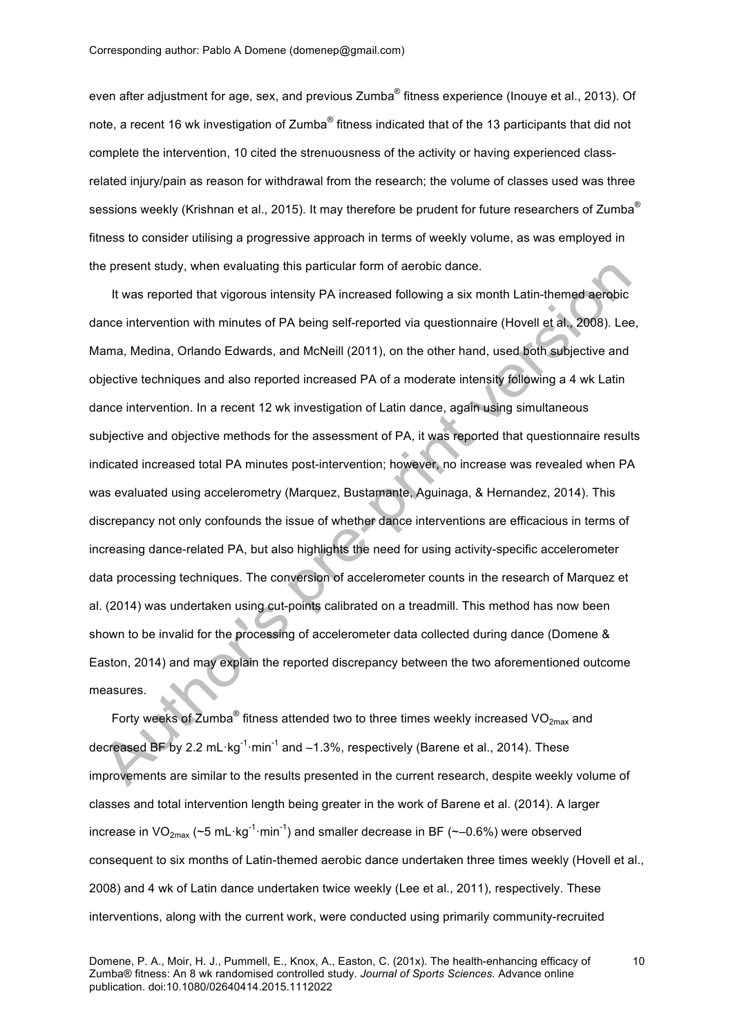even after adjustment for age, sex, and previous Zumba® fitness experience (Inouye et al., 2013). Of note, a recent 16 wk investigation of Zumba® fitness indicated that of the 13 participants that did not complete the intervention, 10 cited the strenuousness of the activity or having experienced class-related injury/pain as reason for withdrawal from the research; the volume of classes used was three sessions weekly (Krishnan et al., 2015). It may therefore be prudent for future researchers of Zumba® fitness to consider utilising a progressive approach in terms of weekly volume, as was employed in the present study, when evaluating this particular form of aerobic dance.

It was reported that vigorous intensity PA increased following a six month Latin-themed aerobic dance intervention with minutes of PA being self-reported via questionnaire (Hovell et al., 2008). Lee, Mama, Medina, Orlando Edwards, and McNeill (2011), on the other hand, used both subjective and objective techniques and also reported increased PA of a moderate intensity following a 4 wk Latin dance intervention. In a recent 12 wk investigation of Latin dance, again using simultaneous subjective and objective methods for the assessment of PA, it was reported that questionnaire results indicated increased total PA minutes post-intervention; however, no increase was revealed when PA was evaluated using accelerometry (Marquez, Bustamante, Aguinaga, & Hernandez, 2014). This discrepancy not only confounds the issue of whether dance interventions are efficacious in terms of increasing dance-related PA, but also highlights the need for using activity-specific accelerometer data processing techniques. The conversion of accelerometer counts in the research of Marquez et al. (2014) was undertaken using cut-points calibrated on a treadmill. This method has now been shown to be invalid for the processing of accelerometer data collected during dance (Domene & Easton, 2014) and may explain the reported discrepancy between the two aforementioned outcome measures.

Forty weeks of Zumba® fitness attended two to three times weekly increased $VO_{2max}$ and decreased BF by 2.2 $mL \cdot kg^{-1} \cdot min^{-1}$ and –1.3%, respectively (Barene et al., 2014). These improvements are similar to the results presented in the current research, despite weekly volume of classes and total intervention length being greater in the work of Barene et al. (2014). A larger increase in $VO_{2max}$ (~5 $mL \cdot kg^{-1} \cdot min^{-1}$) and smaller decrease in BF (~–0.6%) were observed consequent to six months of Latin-themed aerobic dance undertaken three times weekly (Hovell et al., 2008) and 4 wk of Latin dance undertaken twice weekly (Lee et al., 2011), respectively. These interventions, along with the current work, were conducted using primarily community-recruited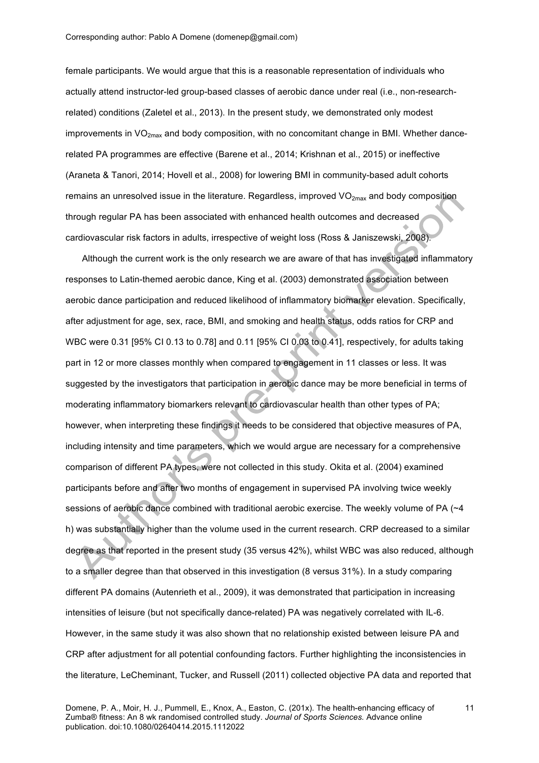female participants. We would argue that this is a reasonable representation of individuals who actually attend instructor-led group-based classes of aerobic dance under real (i.e., non-research-related) conditions (Zaletel et al., 2013). In the present study, we demonstrated only modest improvements in $VO_{2max}$ and body composition, with no concomitant change in BMI. Whether dance-related PA programmes are effective (Barene et al., 2014; Krishnan et al., 2015) or ineffective (Araneta & Tanori, 2014; Hovell et al., 2008) for lowering BMI in community-based adult cohorts remains an unresolved issue in the literature. Regardless, improved $VO_{2max}$ and body composition through regular PA has been associated with enhanced health outcomes and decreased cardiovascular risk factors in adults, irrespective of weight loss (Ross & Janiszewski, 2008).

Although the current work is the only research we are aware of that has investigated inflammatory responses to Latin-themed aerobic dance, King et al. (2003) demonstrated association between aerobic dance participation and reduced likelihood of inflammatory biomarker elevation. Specifically, after adjustment for age, sex, race, BMI, and smoking and health status, odds ratios for CRP and WBC were 0.31 [95% CI 0.13 to 0.78] and 0.11 [95% CI 0.03 to 0.41], respectively, for adults taking part in 12 or more classes monthly when compared to engagement in 11 classes or less. It was suggested by the investigators that participation in aerobic dance may be more beneficial in terms of moderating inflammatory biomarkers relevant to cardiovascular health than other types of PA; however, when interpreting these findings it needs to be considered that objective measures of PA, including intensity and time parameters, which we would argue are necessary for a comprehensive comparison of different PA types, were not collected in this study. Okita et al. (2004) examined participants before and after two months of engagement in supervised PA involving twice weekly sessions of aerobic dance combined with traditional aerobic exercise. The weekly volume of PA (~4 h) was substantially higher than the volume used in the current research. CRP decreased to a similar degree as that reported in the present study (35 versus 42%), whilst WBC was also reduced, although to a smaller degree than that observed in this investigation (8 versus 31%). In a study comparing different PA domains (Autenrieth et al., 2009), it was demonstrated that participation in increasing intensities of leisure (but not specifically dance-related) PA was negatively correlated with IL-6. However, in the same study it was also shown that no relationship existed between leisure PA and CRP after adjustment for all potential confounding factors. Further highlighting the inconsistencies in the literature, LeCheminant, Tucker, and Russell (2011) collected objective PA data and reported that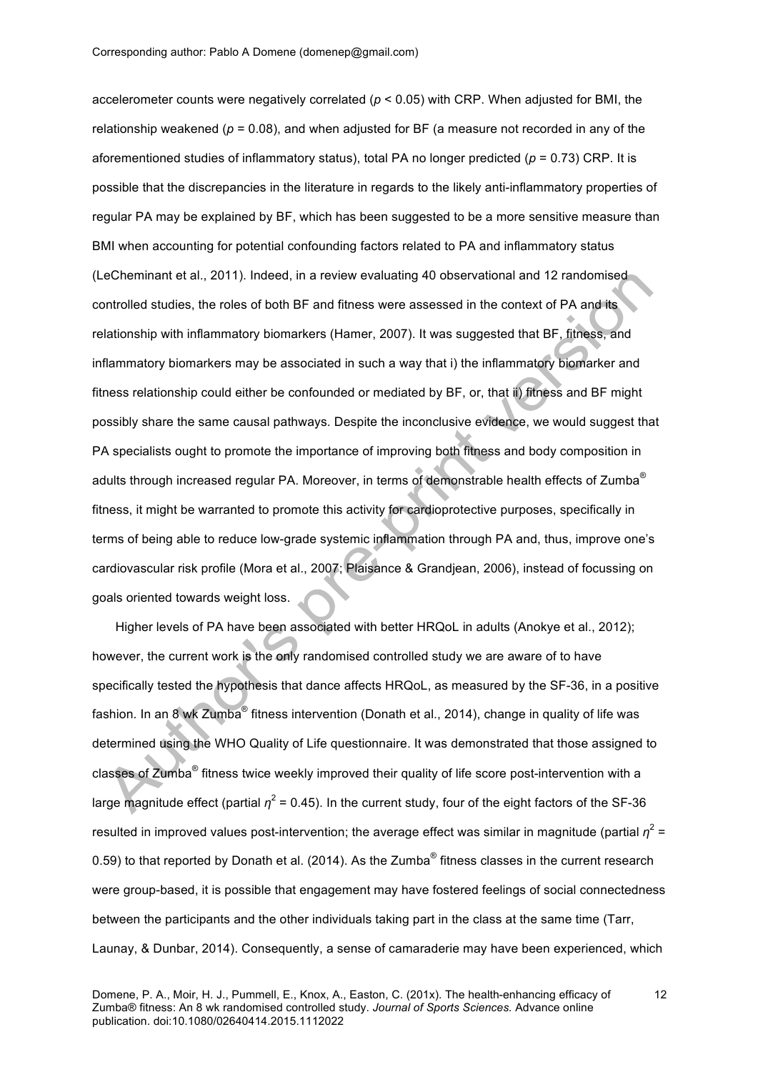accelerometer counts were negatively correlated ($p < 0.05$) with CRP. When adjusted for BMI, the relationship weakened ($p = 0.08$), and when adjusted for BF (a measure not recorded in any of the aforementioned studies of inflammatory status), total PA no longer predicted ($p = 0.73$) CRP. It is possible that the discrepancies in the literature in regards to the likely anti-inflammatory properties of regular PA may be explained by BF, which has been suggested to be a more sensitive measure than BMI when accounting for potential confounding factors related to PA and inflammatory status (LeCheminant et al., 2011). Indeed, in a review evaluating 40 observational and 12 randomised controlled studies, the roles of both BF and fitness were assessed in the context of PA and its relationship with inflammatory biomarkers (Hamer, 2007). It was suggested that BF, fitness, and inflammatory biomarkers may be associated in such a way that i) the inflammatory biomarker and fitness relationship could either be confounded or mediated by BF, or, that ii) fitness and BF might possibly share the same causal pathways. Despite the inconclusive evidence, we would suggest that PA specialists ought to promote the importance of improving both fitness and body composition in adults through increased regular PA. Moreover, in terms of demonstrable health effects of Zumba® fitness, it might be warranted to promote this activity for cardioprotective purposes, specifically in terms of being able to reduce low-grade systemic inflammation through PA and, thus, improve one's cardiovascular risk profile (Mora et al., 2007; Plaisance & Grandjean, 2006), instead of focussing on goals oriented towards weight loss.

Higher levels of PA have been associated with better HRQoL in adults (Anokye et al., 2012); however, the current work is the only randomised controlled study we are aware of to have specifically tested the hypothesis that dance affects HRQoL, as measured by the SF-36, in a positive fashion. In an 8 wk Zumba® fitness intervention (Donath et al., 2014), change in quality of life was determined using the WHO Quality of Life questionnaire. It was demonstrated that those assigned to classes of Zumba® fitness twice weekly improved their quality of life score post-intervention with a large magnitude effect (partial $\eta^2 = 0.45$). In the current study, four of the eight factors of the SF-36 resulted in improved values post-intervention; the average effect was similar in magnitude (partial $\eta^2 = 0.59$) to that reported by Donath et al. (2014). As the Zumba® fitness classes in the current research were group-based, it is possible that engagement may have fostered feelings of social connectedness between the participants and the other individuals taking part in the class at the same time (Tarr, Launay, & Dunbar, 2014). Consequently, a sense of camaraderie may have been experienced, which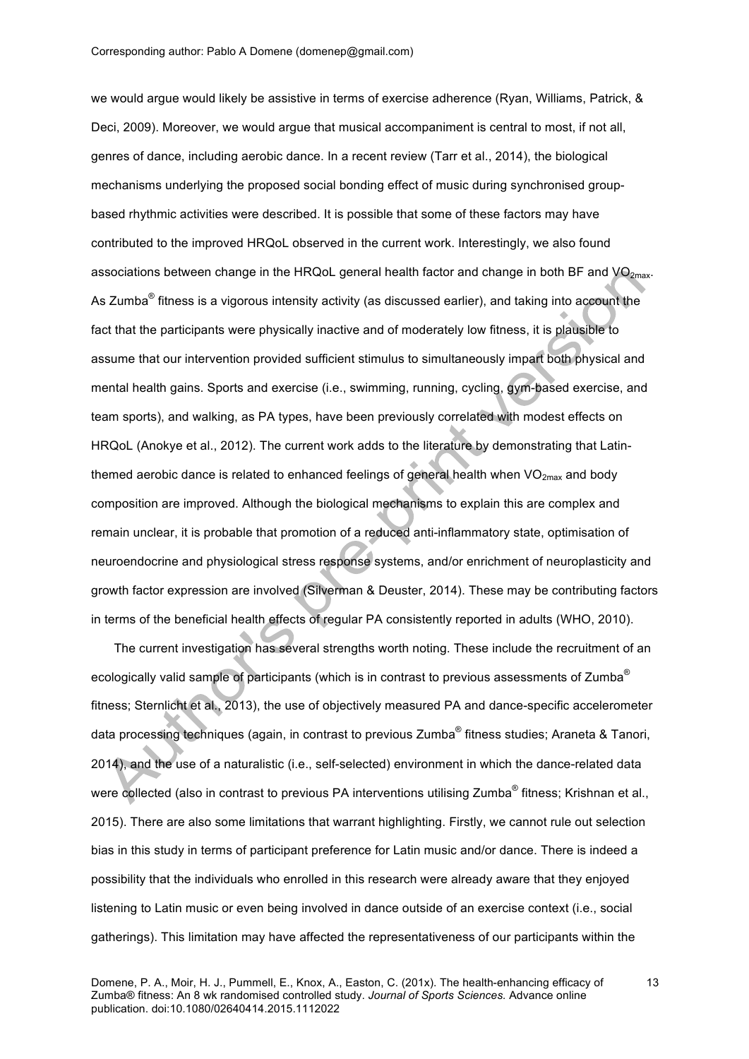we would argue would likely be assistive in terms of exercise adherence (Ryan, Williams, Patrick, & Deci, 2009). Moreover, we would argue that musical accompaniment is central to most, if not all, genres of dance, including aerobic dance. In a recent review (Tarr et al., 2014), the biological mechanisms underlying the proposed social bonding effect of music during synchronised group-based rhythmic activities were described. It is possible that some of these factors may have contributed to the improved HRQoL observed in the current work. Interestingly, we also found associations between change in the HRQoL general health factor and change in both BF and $VO_{2max}$. As Zumba® fitness is a vigorous intensity activity (as discussed earlier), and taking into account the fact that the participants were physically inactive and of moderately low fitness, it is plausible to assume that our intervention provided sufficient stimulus to simultaneously impart both physical and mental health gains. Sports and exercise (i.e., swimming, running, cycling, gym-based exercise, and team sports), and walking, as PA types, have been previously correlated with modest effects on HRQoL (Anokye et al., 2012). The current work adds to the literature by demonstrating that Latin-themed aerobic dance is related to enhanced feelings of general health when $VO_{2max}$ and body composition are improved. Although the biological mechanisms to explain this are complex and remain unclear, it is probable that promotion of a reduced anti-inflammatory state, optimisation of neuroendocrine and physiological stress response systems, and/or enrichment of neuroplasticity and growth factor expression are involved (Silverman & Deuster, 2014). These may be contributing factors in terms of the beneficial health effects of regular PA consistently reported in adults (WHO, 2010).

The current investigation has several strengths worth noting. These include the recruitment of an ecologically valid sample of participants (which is in contrast to previous assessments of Zumba® fitness; Sternlicht et al., 2013), the use of objectively measured PA and dance-specific accelerometer data processing techniques (again, in contrast to previous Zumba® fitness studies; Araneta & Tanori, 2014), and the use of a naturalistic (i.e., self-selected) environment in which the dance-related data were collected (also in contrast to previous PA interventions utilising Zumba® fitness; Krishnan et al., 2015). There are also some limitations that warrant highlighting. Firstly, we cannot rule out selection bias in this study in terms of participant preference for Latin music and/or dance. There is indeed a possibility that the individuals who enrolled in this research were already aware that they enjoyed listening to Latin music or even being involved in dance outside of an exercise context (i.e., social gatherings). This limitation may have affected the representativeness of our participants within the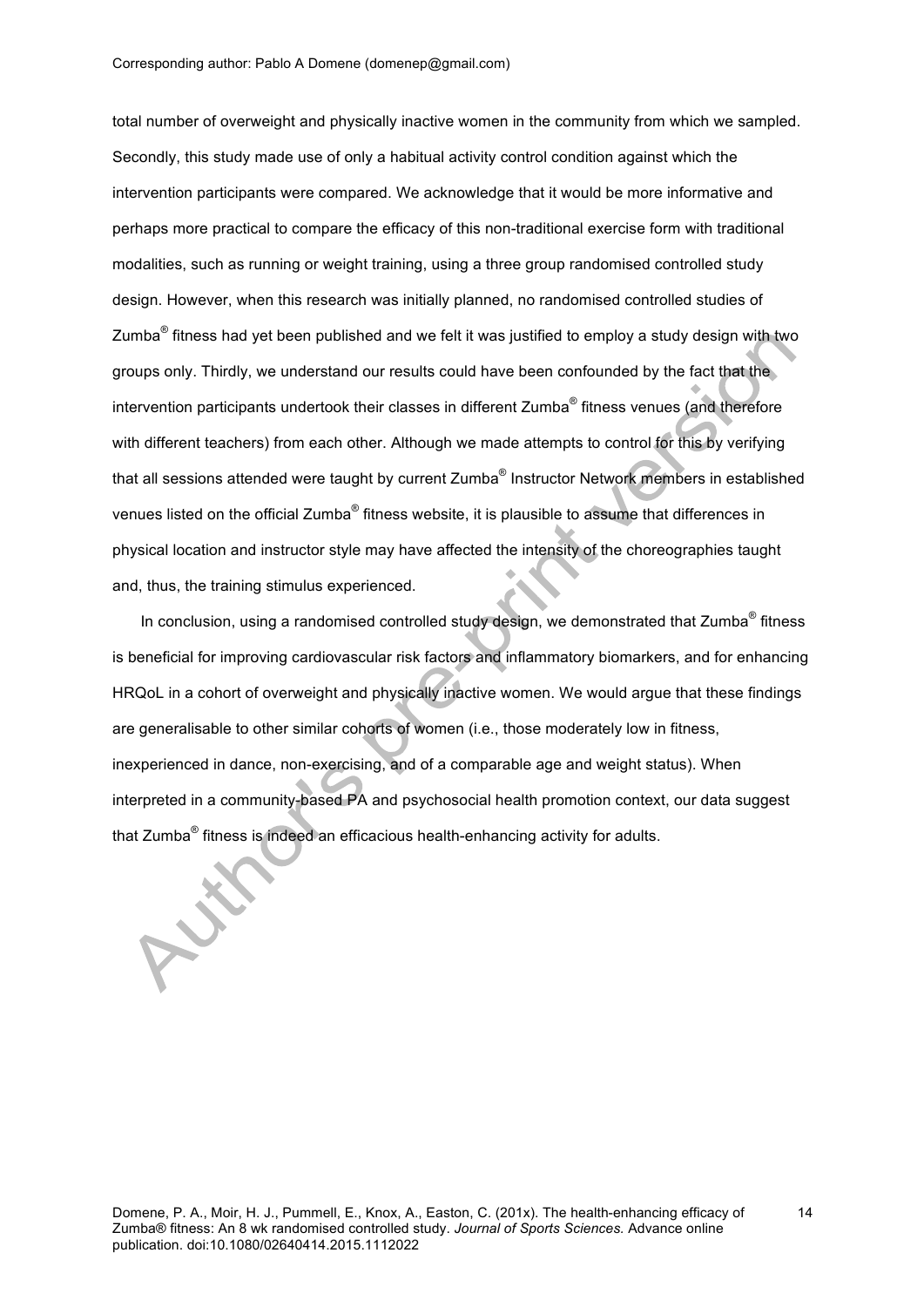total number of overweight and physically inactive women in the community from which we sampled. Secondly, this study made use of only a habitual activity control condition against which the intervention participants were compared. We acknowledge that it would be more informative and perhaps more practical to compare the efficacy of this non-traditional exercise form with traditional modalities, such as running or weight training, using a three group randomised controlled study design. However, when this research was initially planned, no randomised controlled studies of Zumba® fitness had yet been published and we felt it was justified to employ a study design with two groups only. Thirdly, we understand our results could have been confounded by the fact that the intervention participants undertook their classes in different Zumba® fitness venues (and therefore with different teachers) from each other. Although we made attempts to control for this by verifying that all sessions attended were taught by current Zumba® Instructor Network members in established venues listed on the official Zumba® fitness website, it is plausible to assume that differences in physical location and instructor style may have affected the intensity of the choreographies taught and, thus, the training stimulus experienced.

In conclusion, using a randomised controlled study design, we demonstrated that Zumba® fitness is beneficial for improving cardiovascular risk factors and inflammatory biomarkers, and for enhancing HRQoL in a cohort of overweight and physically inactive women. We would argue that these findings are generalisable to other similar cohorts of women (i.e., those moderately low in fitness, inexperienced in dance, non-exercising, and of a comparable age and weight status). When interpreted in a community-based PA and psychosocial health promotion context, our data suggest that Zumba® fitness is indeed an efficacious health-enhancing activity for adults.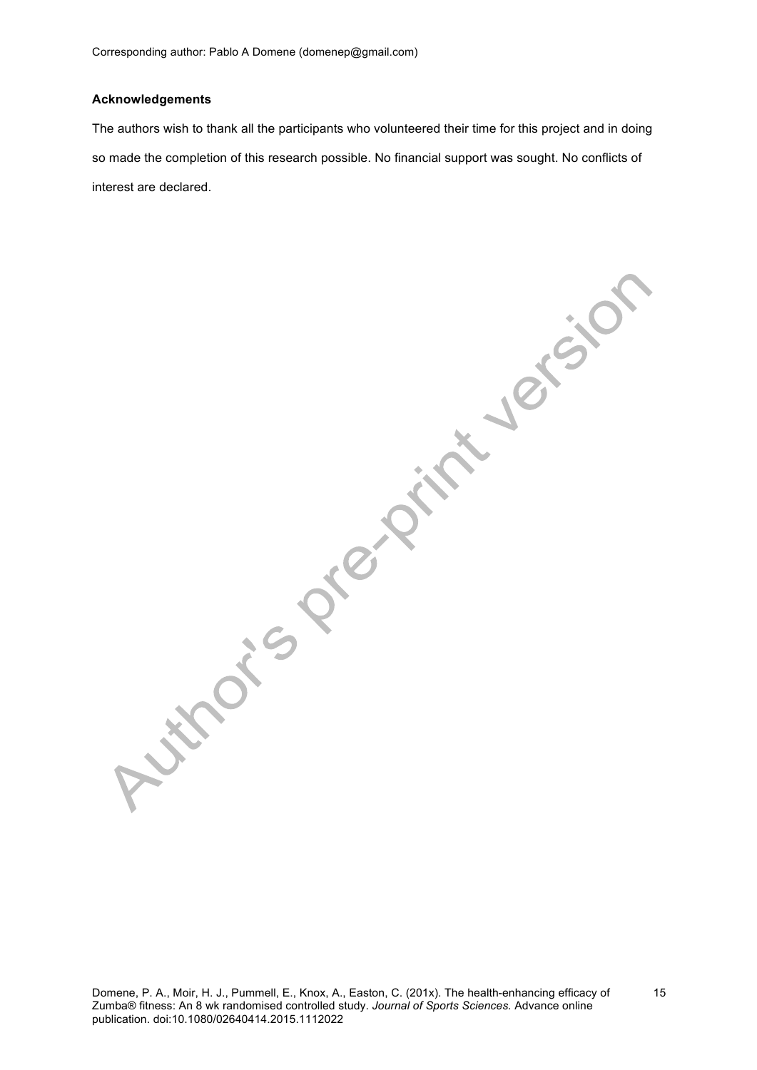**Acknowledgements**

The authors wish to thank all the participants who volunteered their time for this project and in doing so made the completion of this research possible. No financial support was sought. No conflicts of interest are declared.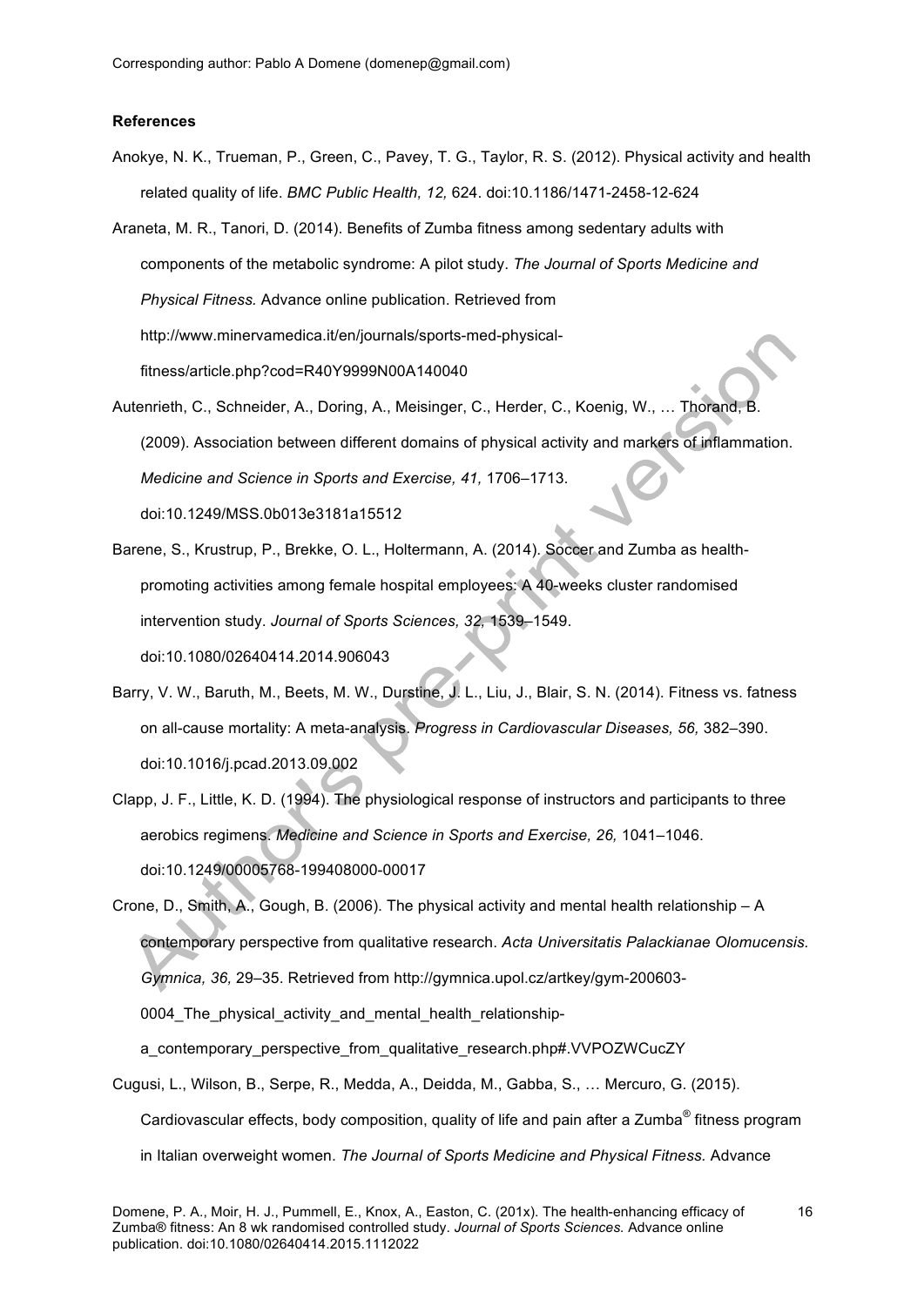**References**

Anokye, N. K., Trueman, P., Green, C., Pavey, T. G., Taylor, R. S. (2012). Physical activity and health related quality of life. *BMC Public Health, 12,* 624. doi:10.1186/1471-2458-12-624

Araneta, M. R., Tanori, D. (2014). Benefits of Zumba fitness among sedentary adults with components of the metabolic syndrome: A pilot study. *The Journal of Sports Medicine and Physical Fitness.* Advance online publication. Retrieved from http://www.minervamedica.it/en/journals/sports-med-physical-fitness/article.php?cod=R40Y9999N00A140040

Autenrieth, C., Schneider, A., Doring, A., Meisinger, C., Herder, C., Koenig, W., … Thorand, B. (2009). Association between different domains of physical activity and markers of inflammation. *Medicine and Science in Sports and Exercise, 41,* 1706–1713. doi:10.1249/MSS.0b013e3181a15512

Barene, S., Krustrup, P., Brekke, O. L., Holtermann, A. (2014). Soccer and Zumba as health-promoting activities among female hospital employees: A 40-weeks cluster randomised intervention study. *Journal of Sports Sciences, 32,* 1539–1549. doi:10.1080/02640414.2014.906043

Barry, V. W., Baruth, M., Beets, M. W., Durstine, J. L., Liu, J., Blair, S. N. (2014). Fitness vs. fatness on all-cause mortality: A meta-analysis. *Progress in Cardiovascular Diseases, 56,* 382–390. doi:10.1016/j.pcad.2013.09.002

Clapp, J. F., Little, K. D. (1994). The physiological response of instructors and participants to three aerobics regimens. *Medicine and Science in Sports and Exercise, 26,* 1041–1046. doi:10.1249/00005768-199408000-00017

Crone, D., Smith, A., Gough, B. (2006). The physical activity and mental health relationship – A contemporary perspective from qualitative research. *Acta Universitatis Palackianae Olomucensis. Gymnica, 36,* 29–35. Retrieved from http://gymnica.upol.cz/artkey/gym-200603-0004_The_physical_activity_and_mental_health_relationship-a_contemporary_perspective_from_qualitative_research.php#.VVPOZWCucZY

Cugusi, L., Wilson, B., Serpe, R., Medda, A., Deidda, M., Gabba, S., … Mercuro, G. (2015). Cardiovascular effects, body composition, quality of life and pain after a Zumba® fitness program in Italian overweight women. *The Journal of Sports Medicine and Physical Fitness.* Advance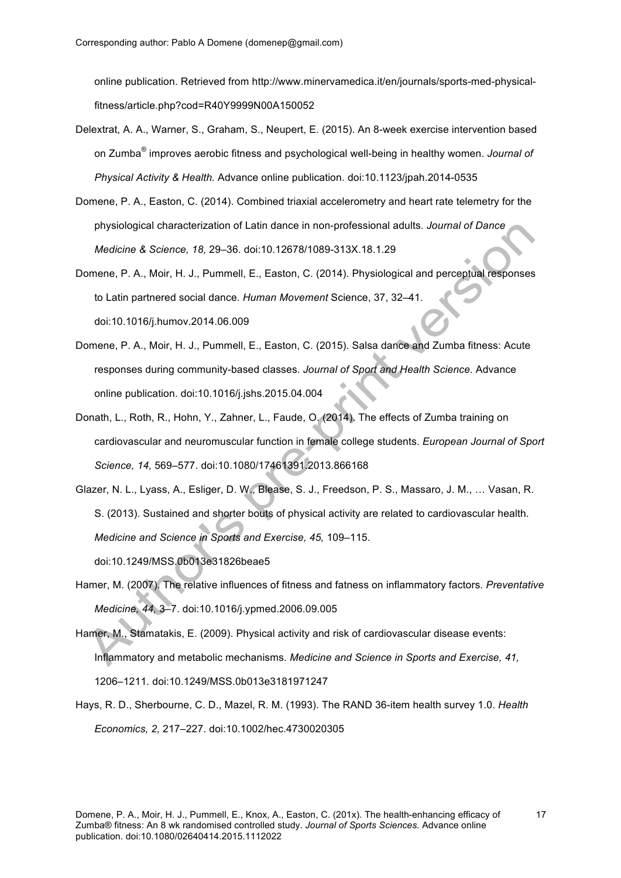online publication. Retrieved from http://www.minervamedica.it/en/journals/sports-med-physical-fitness/article.php?cod=R40Y9999N00A150052

Delextrat, A. A., Warner, S., Graham, S., Neupert, E. (2015). An 8-week exercise intervention based on Zumba® improves aerobic fitness and psychological well-being in healthy women. *Journal of Physical Activity & Health.* Advance online publication. doi:10.1123/jpah.2014-0535

Domene, P. A., Easton, C. (2014). Combined triaxial accelerometry and heart rate telemetry for the physiological characterization of Latin dance in non-professional adults. *Journal of Dance Medicine & Science, 18,* 29–36. doi:10.12678/1089-313X.18.1.29

Domene, P. A., Moir, H. J., Pummell, E., Easton, C. (2014). Physiological and perceptual responses to Latin partnered social dance. *Human Movement* Science, 37, 32–41. doi:10.1016/j.humov.2014.06.009

Domene, P. A., Moir, H. J., Pummell, E., Easton, C. (2015). Salsa dance and Zumba fitness: Acute responses during community-based classes. *Journal of Sport and Health Science.* Advance online publication. doi:10.1016/j.jshs.2015.04.004

Donath, L., Roth, R., Hohn, Y., Zahner, L., Faude, O. (2014). The effects of Zumba training on cardiovascular and neuromuscular function in female college students. *European Journal of Sport Science, 14,* 569–577. doi:10.1080/17461391.2013.866168

Glazer, N. L., Lyass, A., Esliger, D. W., Blease, S. J., Freedson, P. S., Massaro, J. M., … Vasan, R. S. (2013). Sustained and shorter bouts of physical activity are related to cardiovascular health. *Medicine and Science in Sports and Exercise, 45,* 109–115. doi:10.1249/MSS.0b013e31826beae5

Hamer, M. (2007). The relative influences of fitness and fatness on inflammatory factors. *Preventative Medicine, 44,* 3–7. doi:10.1016/j.ypmed.2006.09.005

Hamer, M., Stamatakis, E. (2009). Physical activity and risk of cardiovascular disease events: Inflammatory and metabolic mechanisms. *Medicine and Science in Sports and Exercise, 41,* 1206–1211. doi:10.1249/MSS.0b013e3181971247

Hays, R. D., Sherbourne, C. D., Mazel, R. M. (1993). The RAND 36-item health survey 1.0. *Health Economics, 2,* 217–227. doi:10.1002/hec.4730020305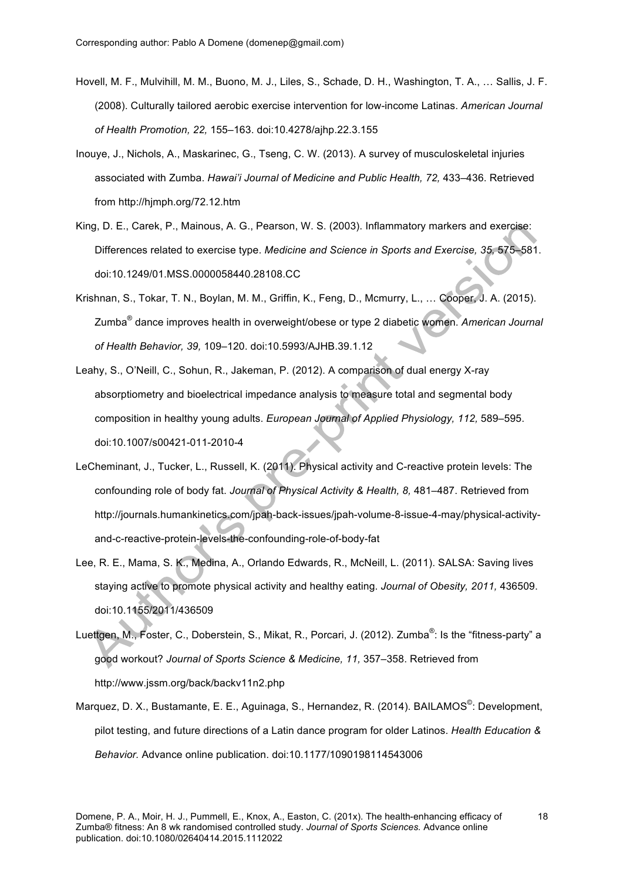Hovell, M. F., Mulvihill, M. M., Buono, M. J., Liles, S., Schade, D. H., Washington, T. A., … Sallis, J. F. (2008). Culturally tailored aerobic exercise intervention for low-income Latinas. *American Journal of Health Promotion, 22,* 155–163. doi:10.4278/ajhp.22.3.155

Inouye, J., Nichols, A., Maskarinec, G., Tseng, C. W. (2013). A survey of musculoskeletal injuries associated with Zumba. *Hawai'i Journal of Medicine and Public Health, 72,* 433–436. Retrieved from http://hjmph.org/72.12.htm

King, D. E., Carek, P., Mainous, A. G., Pearson, W. S. (2003). Inflammatory markers and exercise: Differences related to exercise type. *Medicine and Science in Sports and Exercise, 35,* 575–581. doi:10.1249/01.MSS.0000058440.28108.CC

Krishnan, S., Tokar, T. N., Boylan, M. M., Griffin, K., Feng, D., Mcmurry, L., … Cooper, J. A. (2015). Zumba® dance improves health in overweight/obese or type 2 diabetic women. *American Journal of Health Behavior, 39,* 109–120. doi:10.5993/AJHB.39.1.12

Leahy, S., O'Neill, C., Sohun, R., Jakeman, P. (2012). A comparison of dual energy X-ray absorptiometry and bioelectrical impedance analysis to measure total and segmental body composition in healthy young adults. *European Journal of Applied Physiology, 112,* 589–595. doi:10.1007/s00421-011-2010-4

LeCheminant, J., Tucker, L., Russell, K. (2011). Physical activity and C-reactive protein levels: The confounding role of body fat. *Journal of Physical Activity & Health, 8,* 481–487. Retrieved from http://journals.humankinetics.com/jpah-back-issues/jpah-volume-8-issue-4-may/physical-activity-and-c-reactive-protein-levels-the-confounding-role-of-body-fat

Lee, R. E., Mama, S. K., Medina, A., Orlando Edwards, R., McNeill, L. (2011). SALSA: Saving lives staying active to promote physical activity and healthy eating. *Journal of Obesity, 2011,* 436509. doi:10.1155/2011/436509

Luettgen, M., Foster, C., Doberstein, S., Mikat, R., Porcari, J. (2012). Zumba®: Is the "fitness-party" a good workout? *Journal of Sports Science & Medicine, 11,* 357–358. Retrieved from http://www.jssm.org/back/backv11n2.php

Marquez, D. X., Bustamante, E. E., Aguinaga, S., Hernandez, R. (2014). BAILAMOS©: Development, pilot testing, and future directions of a Latin dance program for older Latinos. *Health Education & Behavior.* Advance online publication. doi:10.1177/1090198114543006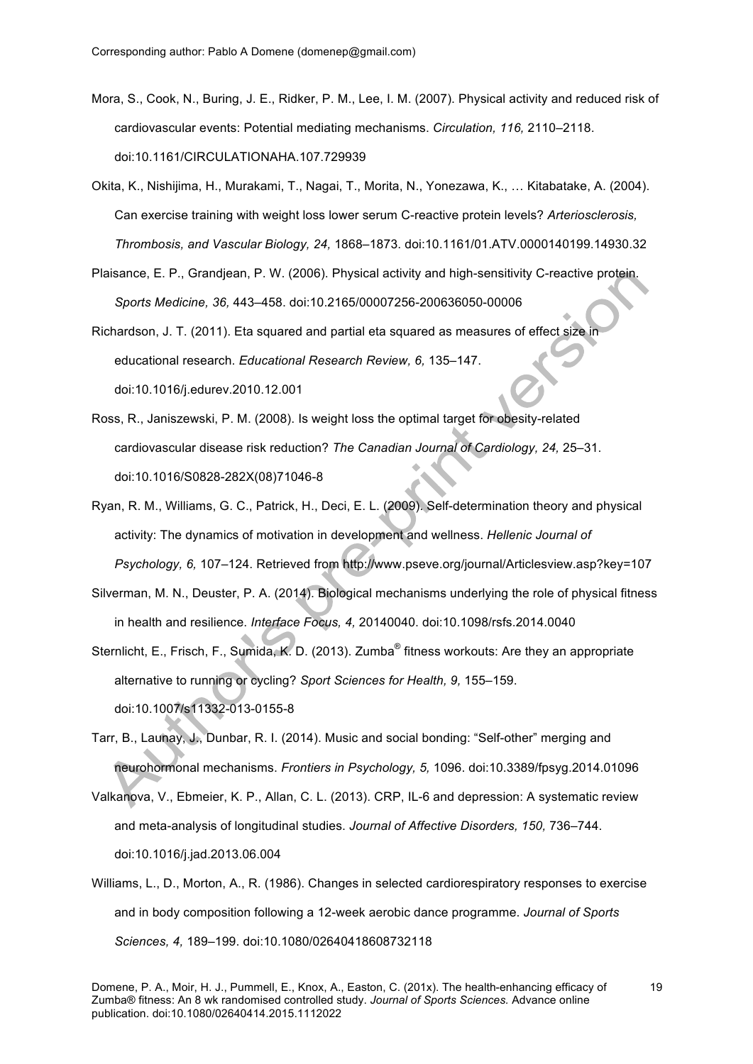Mora, S., Cook, N., Buring, J. E., Ridker, P. M., Lee, I. M. (2007). Physical activity and reduced risk of cardiovascular events: Potential mediating mechanisms. *Circulation, 116,* 2110–2118. doi:10.1161/CIRCULATIONAHA.107.729939

Okita, K., Nishijima, H., Murakami, T., Nagai, T., Morita, N., Yonezawa, K., … Kitabatake, A. (2004). Can exercise training with weight loss lower serum C-reactive protein levels? *Arteriosclerosis, Thrombosis, and Vascular Biology, 24,* 1868–1873. doi:10.1161/01.ATV.0000140199.14930.32

Plaisance, E. P., Grandjean, P. W. (2006). Physical activity and high-sensitivity C-reactive protein. *Sports Medicine, 36,* 443–458. doi:10.2165/00007256-200636050-00006

Richardson, J. T. (2011). Eta squared and partial eta squared as measures of effect size in educational research. *Educational Research Review, 6,* 135–147. doi:10.1016/j.edurev.2010.12.001

Ross, R., Janiszewski, P. M. (2008). Is weight loss the optimal target for obesity-related cardiovascular disease risk reduction? *The Canadian Journal of Cardiology, 24,* 25–31. doi:10.1016/S0828-282X(08)71046-8

Ryan, R. M., Williams, G. C., Patrick, H., Deci, E. L. (2009). Self-determination theory and physical activity: The dynamics of motivation in development and wellness. *Hellenic Journal of Psychology, 6,* 107–124. Retrieved from http://www.pseve.org/journal/Articlesview.asp?key=107

Silverman, M. N., Deuster, P. A. (2014). Biological mechanisms underlying the role of physical fitness in health and resilience. *Interface Focus, 4,* 20140040. doi:10.1098/rsfs.2014.0040

Sternlicht, E., Frisch, F., Sumida, K. D. (2013). Zumba® fitness workouts: Are they an appropriate alternative to running or cycling? *Sport Sciences for Health, 9,* 155–159. doi:10.1007/s11332-013-0155-8

Tarr, B., Launay, J., Dunbar, R. I. (2014). Music and social bonding: "Self-other" merging and neurohormonal mechanisms. *Frontiers in Psychology, 5,* 1096. doi:10.3389/fpsyg.2014.01096

Valkanova, V., Ebmeier, K. P., Allan, C. L. (2013). CRP, IL-6 and depression: A systematic review and meta-analysis of longitudinal studies. *Journal of Affective Disorders, 150,* 736–744. doi:10.1016/j.jad.2013.06.004

Williams, L., D., Morton, A., R. (1986). Changes in selected cardiorespiratory responses to exercise and in body composition following a 12-week aerobic dance programme. *Journal of Sports Sciences, 4,* 189–199. doi:10.1080/02640418608732118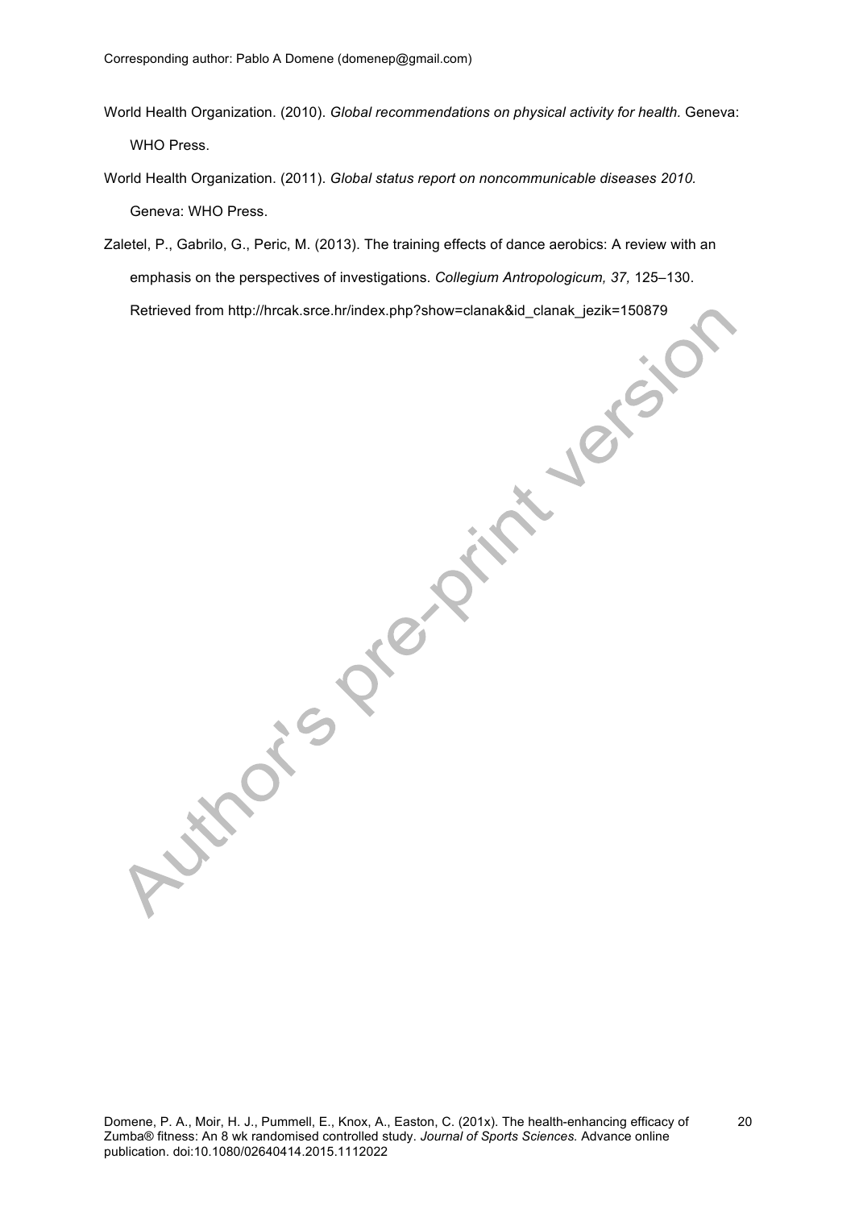World Health Organization. (2010). *Global recommendations on physical activity for health.* Geneva: WHO Press.

World Health Organization. (2011). *Global status report on noncommunicable diseases 2010.* Geneva: WHO Press.

Zaletel, P., Gabrilo, G., Peric, M. (2013). The training effects of dance aerobics: A review with an emphasis on the perspectives of investigations. *Collegium Antropologicum, 37,* 125–130. Retrieved from http://hrcak.srce.hr/index.php?show=clanak&id_clanak_jezik=150879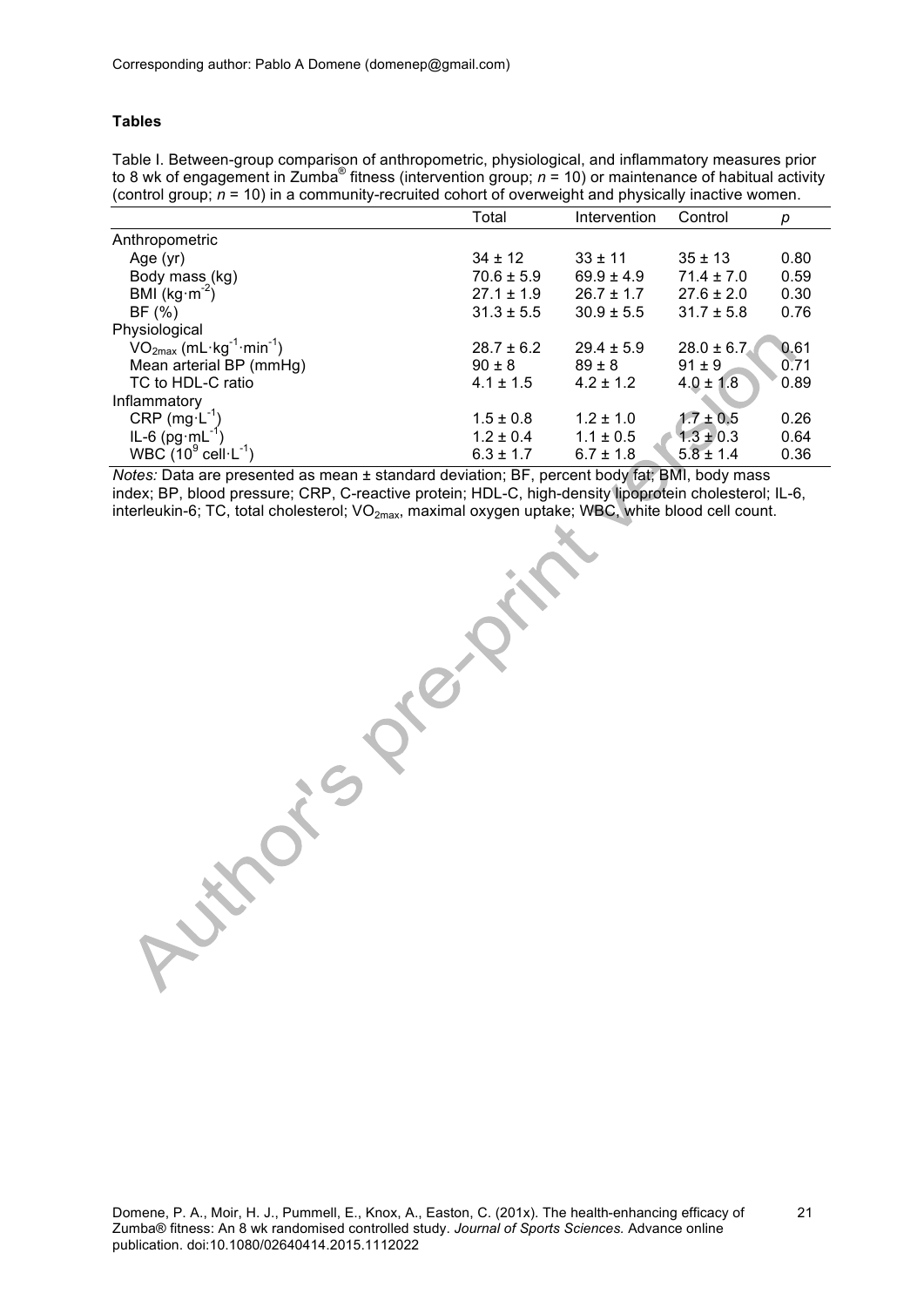**Tables**

Table I. Between-group comparison of anthropometric, physiological, and inflammatory measures prior to 8 wk of engagement in Zumba® fitness (intervention group; $n$ = 10) or maintenance of habitual activity (control group; $n$ = 10) in a community-recruited cohort of overweight and physically inactive women.

| | Total | Intervention | Control | $p$ |
|---|---|---|---|---|
| Anthropometric | | | | |
| Age (yr) | 34 ± 12 | 33 ± 11 | 35 ± 13 | 0.80 |
| Body mass (kg) | 70.6 ± 5.9 | 69.9 ± 4.9 | 71.4 ± 7.0 | 0.59 |
| BMI ($kg \cdot m^{-2}$) | 27.1 ± 1.9 | 26.7 ± 1.7 | 27.6 ± 2.0 | 0.30 |
| BF (%) | 31.3 ± 5.5 | 30.9 ± 5.5 | 31.7 ± 5.8 | 0.76 |
| Physiological | | | | |
| $VO_{2max}$ ($mL \cdot kg^{-1} \cdot min^{-1}$) | 28.7 ± 6.2 | 29.4 ± 5.9 | 28.0 ± 6.7 | 0.61 |
| Mean arterial BP (mmHg) | 90 ± 8 | 89 ± 8 | 91 ± 9 | 0.71 |
| TC to HDL-C ratio | 4.1 ± 1.5 | 4.2 ± 1.2 | 4.0 ± 1.8 | 0.89 |
| Inflammatory | | | | |
| CRP ($mg \cdot L^{-1}$) | 1.5 ± 0.8 | 1.2 ± 1.0 | 1.7 ± 0.5 | 0.26 |
| IL-6 ($pg \cdot mL^{-1}$) | 1.2 ± 0.4 | 1.1 ± 0.5 | 1.3 ± 0.3 | 0.64 |
| WBC ($10^9$ $cell \cdot L^{-1}$) | 6.3 ± 1.7 | 6.7 ± 1.8 | 5.8 ± 1.4 | 0.36 |

*Notes:* Data are presented as mean ± standard deviation; BF, percent body fat; BMI, body mass index; BP, blood pressure; CRP, C-reactive protein; HDL-C, high-density lipoprotein cholesterol; IL-6, interleukin-6; TC, total cholesterol; $VO_{2max}$, maximal oxygen uptake; WBC, white blood cell count.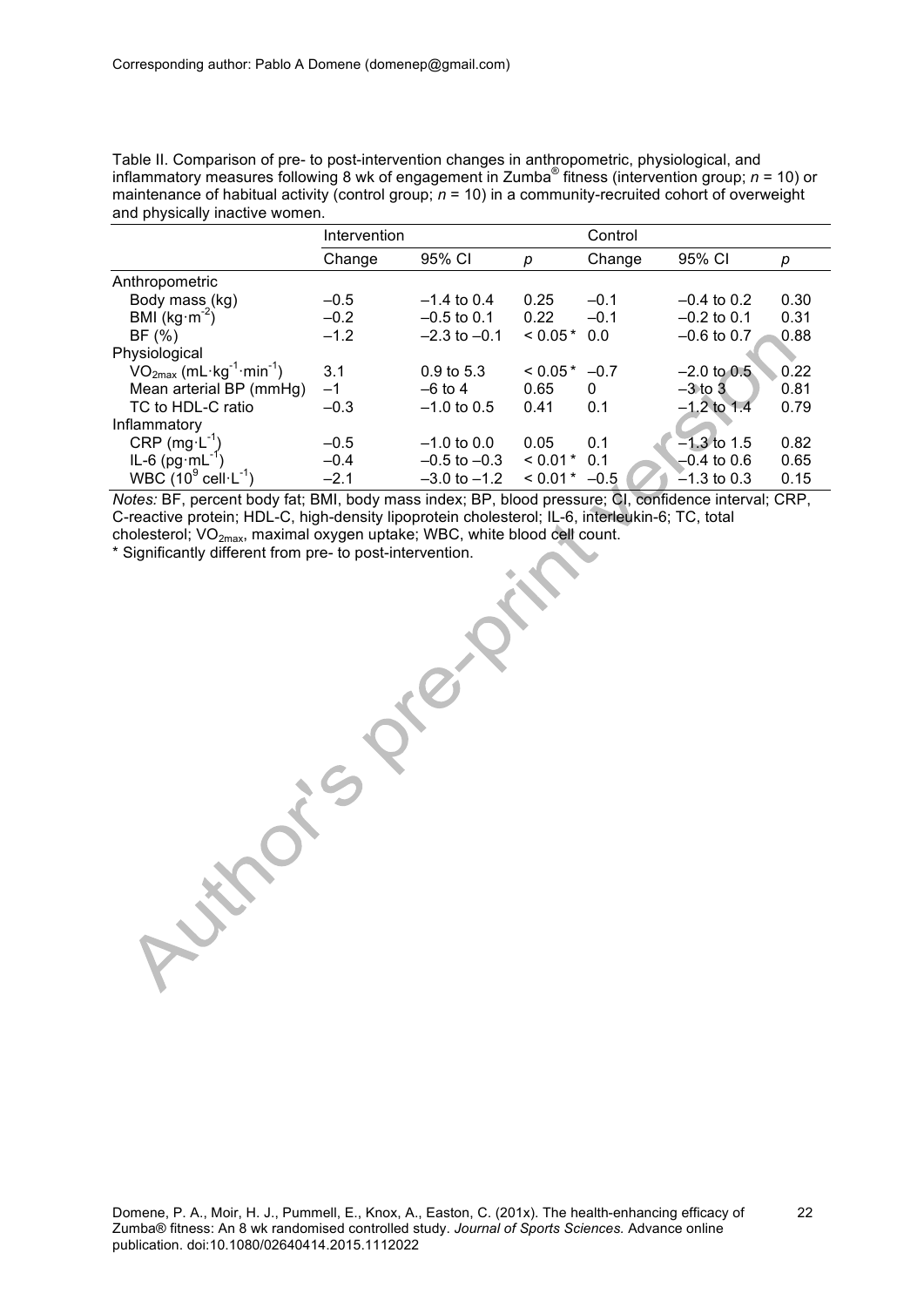Table II. Comparison of pre- to post-intervention changes in anthropometric, physiological, and inflammatory measures following 8 wk of engagement in Zumba® fitness (intervention group; $n$ = 10) or maintenance of habitual activity (control group; $n$ = 10) in a community-recruited cohort of overweight and physically inactive women.

| | Intervention | | | Control | | |
|---|---|---|---|---|---|---|
| | Change | 95% CI | $p$ | Change | 95% CI | $p$ |
| Anthropometric | | | | | | |
| Body mass (kg) | −0.5 | −1.4 to 0.4 | 0.25 | −0.1 | −0.4 to 0.2 | 0.30 |
| BMI ($kg \cdot m^{-2}$) | −0.2 | −0.5 to 0.1 | 0.22 | −0.1 | −0.2 to 0.1 | 0.31 |
| BF (%) | −1.2 | −2.3 to −0.1 | < 0.05 * | 0.0 | −0.6 to 0.7 | 0.88 |
| Physiological | | | | | | |
| $VO_{2max}$ ($mL \cdot kg^{-1} \cdot min^{-1}$) | 3.1 | 0.9 to 5.3 | < 0.05 * | −0.7 | −2.0 to 0.5 | 0.22 |
| Mean arterial BP (mmHg) | −1 | −6 to 4 | 0.65 | 0 | −3 to 3 | 0.81 |
| TC to HDL-C ratio | −0.3 | −1.0 to 0.5 | 0.41 | 0.1 | −1.2 to 1.4 | 0.79 |
| Inflammatory | | | | | | |
| CRP ($mg \cdot L^{-1}$) | −0.5 | −1.0 to 0.0 | 0.05 | 0.1 | −1.3 to 1.5 | 0.82 |
| IL-6 ($pg \cdot mL^{-1}$) | −0.4 | −0.5 to −0.3 | < 0.01 * | 0.1 | −0.4 to 0.6 | 0.65 |
| WBC ($10^9$ $cell \cdot L^{-1}$) | −2.1 | −3.0 to −1.2 | < 0.01 * | −0.5 | −1.3 to 0.3 | 0.15 |

*Notes:* BF, percent body fat; BMI, body mass index; BP, blood pressure; CI, confidence interval; CRP, C-reactive protein; HDL-C, high-density lipoprotein cholesterol; IL-6, interleukin-6; TC, total cholesterol; $VO_{2max}$, maximal oxygen uptake; WBC, white blood cell count.

* Significantly different from pre- to post-intervention.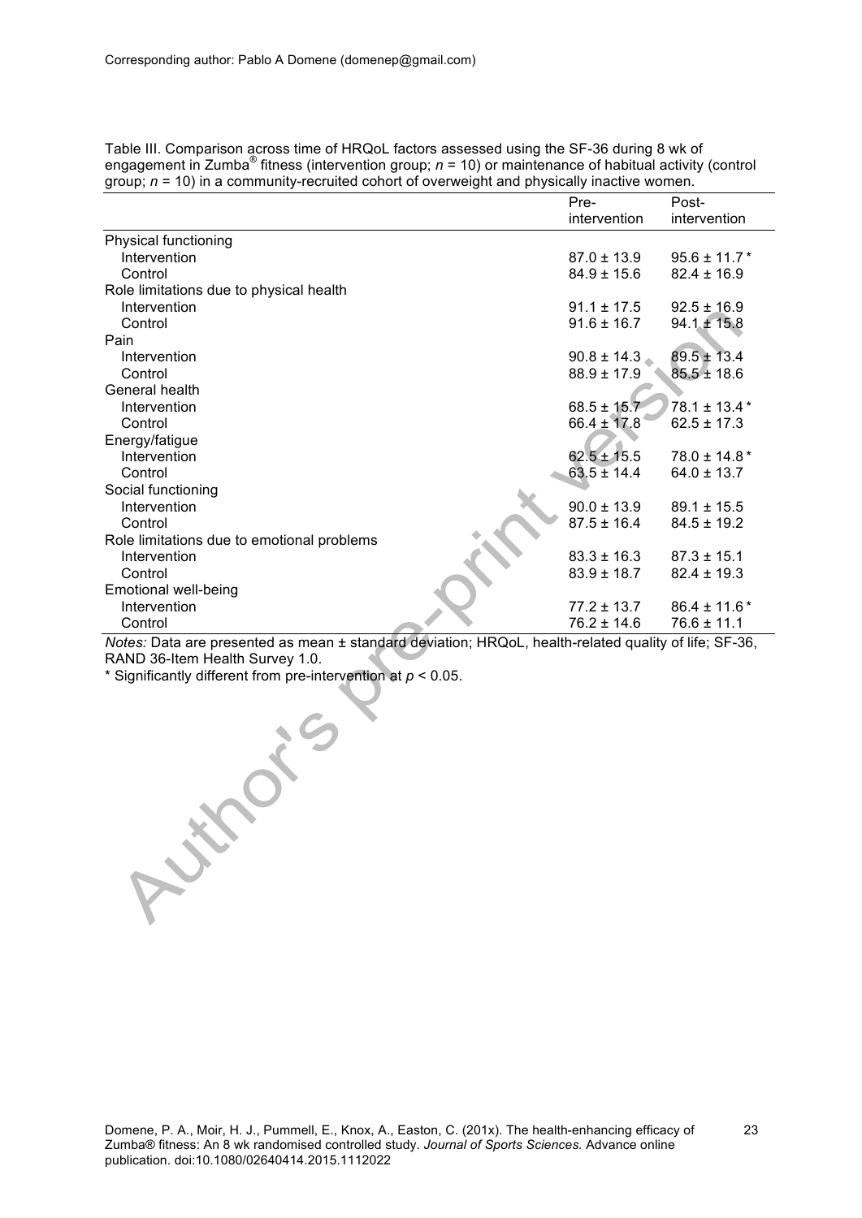Table III. Comparison across time of HRQoL factors assessed using the SF-36 during 8 wk of engagement in Zumba® fitness (intervention group; $n$ = 10) or maintenance of habitual activity (control group; $n$ = 10) in a community-recruited cohort of overweight and physically inactive women.

| | Pre-intervention | Post-intervention |
|---|---|---|
| Physical functioning | | |
| Intervention | 87.0 ± 13.9 | 95.6 ± 11.7 * |
| Control | 84.9 ± 15.6 | 82.4 ± 16.9 |
| Role limitations due to physical health | | |
| Intervention | 91.1 ± 17.5 | 92.5 ± 16.9 |
| Control | 91.6 ± 16.7 | 94.1 ± 15.8 |
| Pain | | |
| Intervention | 90.8 ± 14.3 | 89.5 ± 13.4 |
| Control | 88.9 ± 17.9 | 85.5 ± 18.6 |
| General health | | |
| Intervention | 68.5 ± 15.7 | 78.1 ± 13.4 * |
| Control | 66.4 ± 17.8 | 62.5 ± 17.3 |
| Energy/fatigue | | |
| Intervention | 62.5 ± 15.5 | 78.0 ± 14.8 * |
| Control | 63.5 ± 14.4 | 64.0 ± 13.7 |
| Social functioning | | |
| Intervention | 90.0 ± 13.9 | 89.1 ± 15.5 |
| Control | 87.5 ± 16.4 | 84.5 ± 19.2 |
| Role limitations due to emotional problems | | |
| Intervention | 83.3 ± 16.3 | 87.3 ± 15.1 |
| Control | 83.9 ± 18.7 | 82.4 ± 19.3 |
| Emotional well-being | | |
| Intervention | 77.2 ± 13.7 | 86.4 ± 11.6 * |
| Control | 76.2 ± 14.6 | 76.6 ± 11.1 |

*Notes:* Data are presented as mean ± standard deviation; HRQoL, health-related quality of life; SF-36, RAND 36-Item Health Survey 1.0.

\* Significantly different from pre-intervention at $p < 0.05$.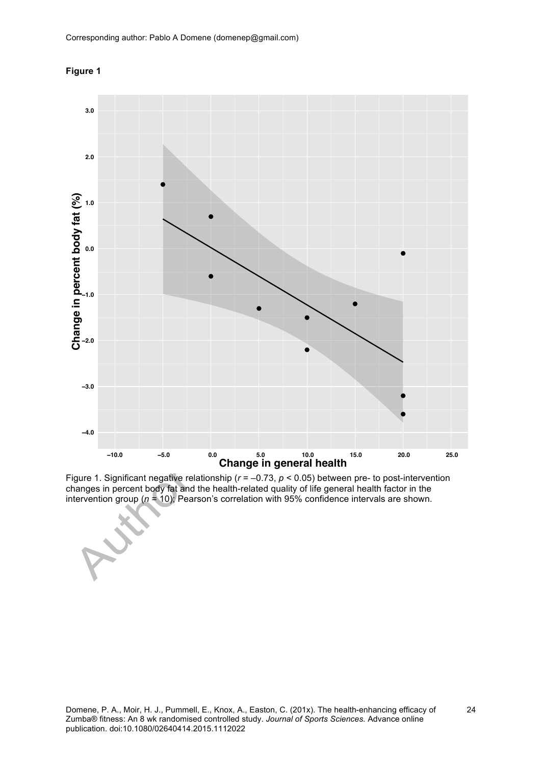Corresponding author: Pablo A Domene (domenep@gmail.com)

**Figure 1**

Figure 1. Significant negative relationship ($r = -0.73$, $p < 0.05$) between pre- to post-intervention changes in percent body fat and the health-related quality of life general health factor in the intervention group ($n = 10$); Pearson's correlation with 95% confidence intervals are shown.

Domene, P. A., Moir, H. J., Pummell, E., Knox, A., Easton, C. (201x). The health-enhancing efficacy of Zumba® fitness: An 8 wk randomised controlled study. *Journal of Sports Sciences.* Advance online publication. doi:10.1080/02640414.2015.1112022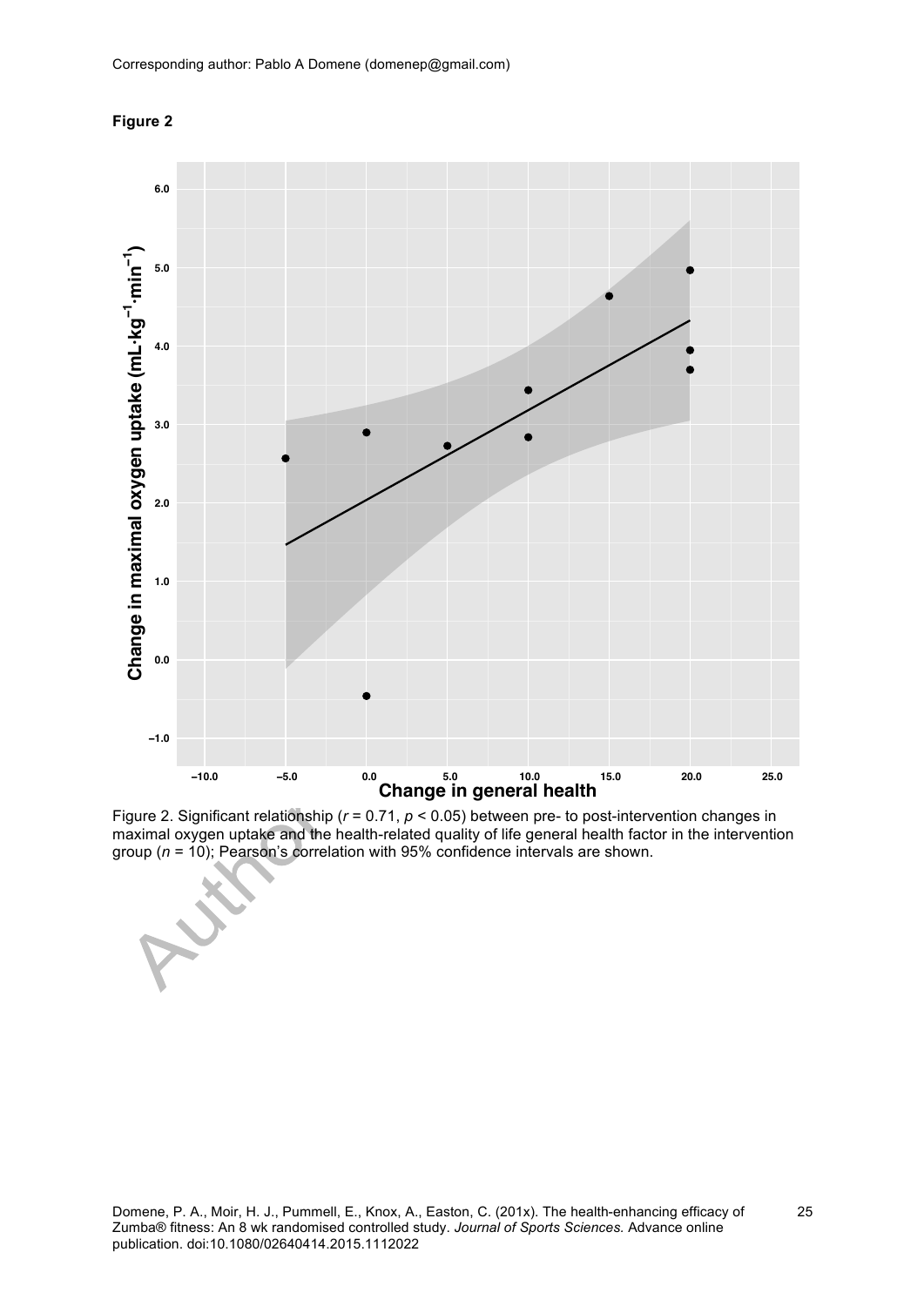Corresponding author: Pablo A Domene (domenep@gmail.com)

**Figure 2**

Change in maximal oxygen uptake ($mL \cdot kg^{-1} \cdot min^{-1}$)

6.0
5.0
4.0
3.0
2.0
1.0
0.0
−1.0

−10.0
−5.0
0.0
5.0
10.0
15.0
20.0
25.0

Change in general health

Figure 2. Significant relationship ($r = 0.71$, $p < 0.05$) between pre- to post-intervention changes in maximal oxygen uptake and the health-related quality of life general health factor in the intervention group ($n = 10$); Pearson's correlation with 95% confidence intervals are shown.

Domene, P. A., Moir, H. J., Pummell, E., Knox, A., Easton, C. (201x). The health-enhancing efficacy of Zumba® fitness: An 8 wk randomised controlled study. *Journal of Sports Sciences.* Advance online publication. doi:10.1080/02640414.2015.1112022